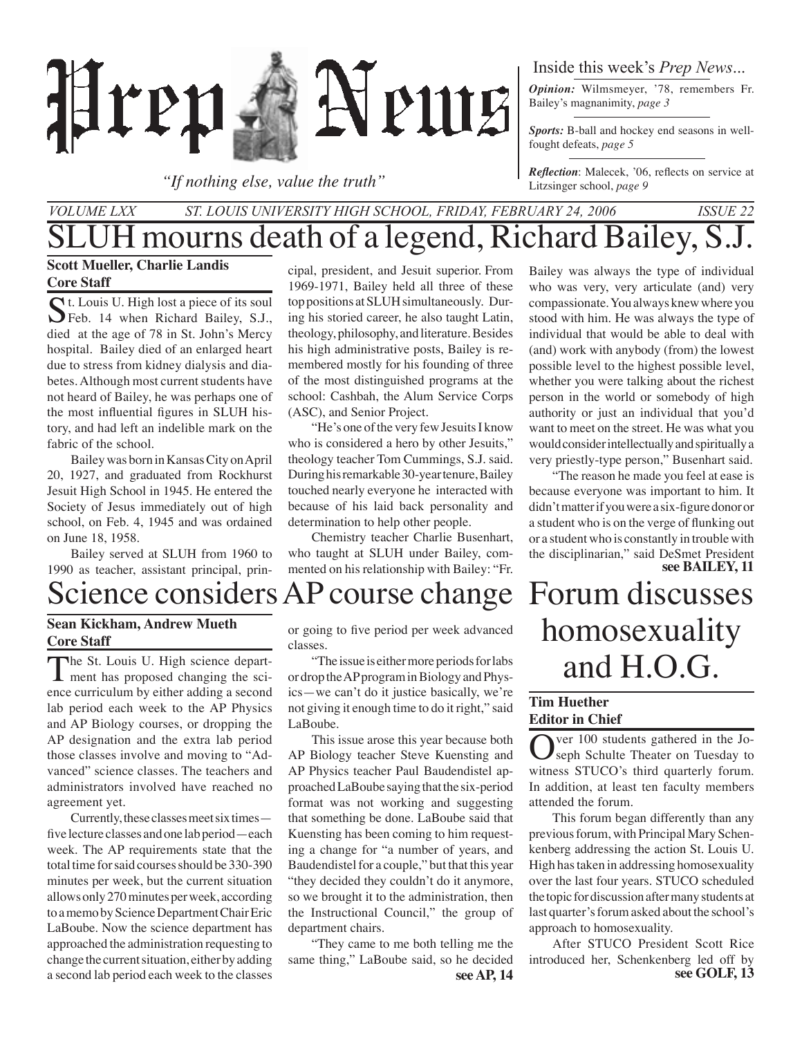# Prep News

*"If nothing else, value the truth"*

Inside this week's *Prep News*...

***Opinion:*** Wilmsmeyer, '78, remembers Fr. Bailey's magnanimity, *page 3*

***Sports:*** B-ball and hockey end seasons in well-fought defeats, *page 5*

***Reflection***: Malecek, '06, reflects on service at Litzsinger school, *page 9*

*VOLUME LXX — ST. LOUIS UNIVERSITY HIGH SCHOOL, FRIDAY, FEBRUARY 24, 2006 — ISSUE 22*

# SLUH mourns death of a legend, Richard Bailey, S.J.

**Scott Mueller, Charlie Landis**
**Core Staff**

St. Louis U. High lost a piece of its soul Feb. 14 when Richard Bailey, S.J., died at the age of 78 in St. John's Mercy hospital. Bailey died of an enlarged heart due to stress from kidney dialysis and diabetes. Although most current students have not heard of Bailey, he was perhaps one of the most influential figures in SLUH history, and had left an indelible mark on the fabric of the school.

Bailey was born in Kansas City on April 20, 1927, and graduated from Rockhurst Jesuit High School in 1945. He entered the Society of Jesus immediately out of high school, on Feb. 4, 1945 and was ordained on June 18, 1958.

Bailey served at SLUH from 1960 to 1990 as teacher, assistant principal, principal, president, and Jesuit superior. From 1969-1971, Bailey held all three of these top positions at SLUH simultaneously. During his storied career, he also taught Latin, theology, philosophy, and literature. Besides his high administrative posts, Bailey is remembered mostly for his founding of three of the most distinguished programs at the school: Cashbah, the Alum Service Corps (ASC), and Senior Project.

"He's one of the very few Jesuits I know who is considered a hero by other Jesuits," theology teacher Tom Cummings, S.J. said. During his remarkable 30-year tenure, Bailey touched nearly everyone he interacted with because of his laid back personality and determination to help other people.

Chemistry teacher Charlie Busenhart, who taught at SLUH under Bailey, commented on his relationship with Bailey: "Fr. Bailey was always the type of individual who was very, very articulate (and) very compassionate. You always knew where you stood with him. He was always the type of individual that would be able to deal with (and) work with anybody (from) the lowest possible level to the highest possible level, whether you were talking about the richest person in the world or somebody of high authority or just an individual that you'd want to meet on the street. He was what you would consider intellectually and spiritually a very priestly-type person," Busenhart said.

"The reason he made you feel at ease is because everyone was important to him. It didn't matter if you were a six-figure donor or a student who is on the verge of flunking out or a student who is constantly in trouble with the disciplinarian," said DeSmet President

**see BAILEY, 11**

# Science considers AP course change

**Sean Kickham, Andrew Mueth**
**Core Staff**

The St. Louis U. High science department has proposed changing the science curriculum by either adding a second lab period each week to the AP Physics and AP Biology courses, or dropping the AP designation and the extra lab period those classes involve and moving to "Advanced" science classes. The teachers and administrators involved have reached no agreement yet.

Currently, these classes meet six times—five lecture classes and one lab period—each week. The AP requirements state that the total time for said courses should be 330-390 minutes per week, but the current situation allows only 270 minutes per week, according to a memo by Science Department Chair Eric LaBoube. Now the science department has approached the administration requesting to change the current situation, either by adding a second lab period each week to the classes or going to five period per week advanced classes.

"The issue is either more periods for labs or drop the AP program in Biology and Physics—we can't do it justice basically, we're not giving it enough time to do it right," said LaBoube.

This issue arose this year because both AP Biology teacher Steve Kuensting and AP Physics teacher Paul Baudendistel approached LaBoube saying that the six-period format was not working and suggesting that something be done. LaBoube said that Kuensting has been coming to him requesting a change for "a number of years, and Baudendistel for a couple," but that this year "they decided they couldn't do it anymore, so we brought it to the administration, then the Instructional Council," the group of department chairs.

"They came to me both telling me the same thing," LaBoube said, so he decided

**see AP, 14**

# Forum discusses homosexuality and H.O.G.

**Tim Huether**
**Editor in Chief**

Over 100 students gathered in the Joseph Schulte Theater on Tuesday to witness STUCO's third quarterly forum. In addition, at least ten faculty members attended the forum.

This forum began differently than any previous forum, with Principal Mary Schenkenberg addressing the action St. Louis U. High has taken in addressing homosexuality over the last four years. STUCO scheduled the topic for discussion after many students at last quarter's forum asked about the school's approach to homosexuality.

After STUCO President Scott Rice introduced her, Schenkenberg led off by

**see GOLF, 13**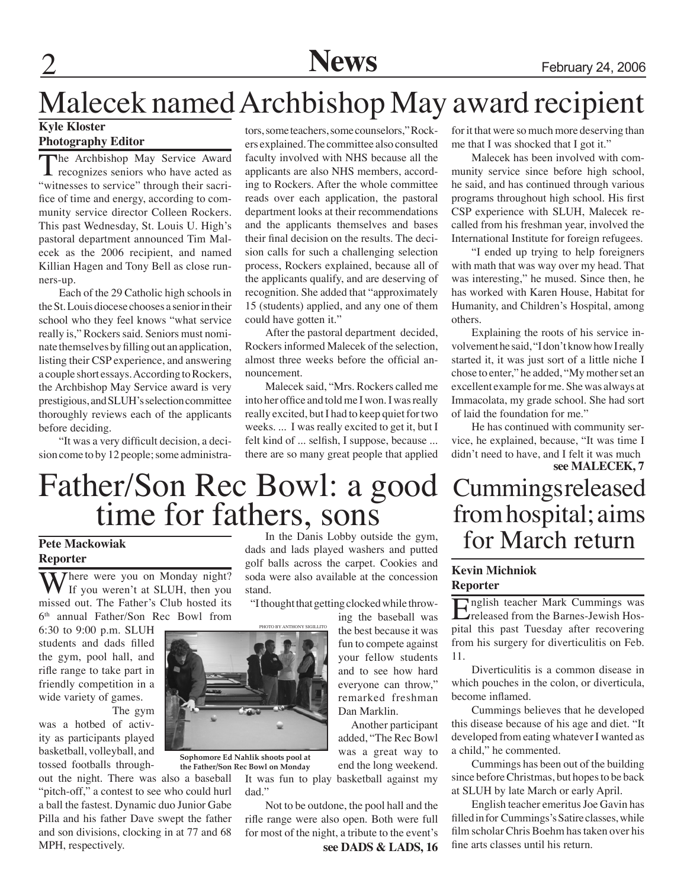# Malecek named Archbishop May award recipient

**Kyle Kloster**
**Photography Editor**

The Archbishop May Service Award recognizes seniors who have acted as "witnesses to service" through their sacrifice of time and energy, according to community service director Colleen Rockers. This past Wednesday, St. Louis U. High's pastoral department announced Tim Malecek as the 2006 recipient, and named Killian Hagen and Tony Bell as close runners-up.

Each of the 29 Catholic high schools in the St. Louis diocese chooses a senior in their school who they feel knows "what service really is," Rockers said. Seniors must nominate themselves by filling out an application, listing their CSP experience, and answering a couple short essays. According to Rockers, the Archbishop May Service award is very prestigious, and SLUH's selection committee thoroughly reviews each of the applicants before deciding.

"It was a very difficult decision, a decision come to by 12 people; some administrators, some teachers, some counselors," Rockers explained. The committee also consulted faculty involved with NHS because all the applicants are also NHS members, according to Rockers. After the whole committee reads over each application, the pastoral department looks at their recommendations and the applicants themselves and bases their final decision on the results. The decision calls for such a challenging selection process, Rockers explained, because all of the applicants qualify, and are deserving of recognition. She added that "approximately 15 (students) applied, and any one of them could have gotten it."

After the pastoral department decided, Rockers informed Malecek of the selection, almost three weeks before the official announcement.

Malecek said, "Mrs. Rockers called me into her office and told me I won. I was really really excited, but I had to keep quiet for two weeks. ... I was really excited to get it, but I felt kind of ... selfish, I suppose, because ... there are so many great people that applied for it that were so much more deserving than me that I was shocked that I got it."

Malecek has been involved with community service since before high school, he said, and has continued through various programs throughout high school. His first CSP experience with SLUH, Malecek recalled from his freshman year, involved the International Institute for foreign refugees.

"I ended up trying to help foreigners with math that was way over my head. That was interesting," he mused. Since then, he has worked with Karen House, Habitat for Humanity, and Children's Hospital, among others.

Explaining the roots of his service involvement he said, "I don't know how I really started it, it was just sort of a little niche I chose to enter," he added, "My mother set an excellent example for me. She was always at Immacolata, my grade school. She had sort of laid the foundation for me."

He has continued with community service, he explained, because, "It was time I didn't need to have, and I felt it was much

**see MALECEK, 7**

# Father/Son Rec Bowl: a good time for fathers, sons

**Pete Mackowiak**
**Reporter**

Where were you on Monday night? If you weren't at SLUH, then you missed out. The Father's Club hosted its 6th annual Father/Son Rec Bowl from 6:30 to 9:00 p.m. SLUH students and dads filled the gym, pool hall, and rifle range to take part in friendly competition in a wide variety of games.

The gym was a hotbed of activity as participants played basketball, volleyball, and tossed footballs throughout the night. There was also a baseball "pitch-off," a contest to see who could hurl a ball the fastest. Dynamic duo Junior Gabe Pilla and his father Dave swept the father and son divisions, clocking in at 77 and 68 MPH, respectively.

PHOTO BY ANTHONY SIGILLITO

Sophomore Ed Nahlik shoots pool at the Father/Son Rec Bowl on Monday

In the Danis Lobby outside the gym, dads and lads played washers and putted golf balls across the carpet. Cookies and soda were also available at the concession stand.

"I thought that getting clocked while throwing the baseball was the best because it was fun to compete against your fellow students and to see how hard everyone can throw," remarked freshman Dan Marklin.

Another participant added, "The Rec Bowl was a great way to end the long weekend. It was fun to play basketball against my dad."

Not to be outdone, the pool hall and the rifle range were also open. Both were full for most of the night, a tribute to the event's

**see DADS & LADS, 16**

# Cummings released from hospital; aims for March return

**Kevin Michniok**
**Reporter**

English teacher Mark Cummings was released from the Barnes-Jewish Hospital this past Tuesday after recovering from his surgery for diverticulitis on Feb. 11.

Diverticulitis is a common disease in which pouches in the colon, or diverticula, become inflamed.

Cummings believes that he developed this disease because of his age and diet. "It developed from eating whatever I wanted as a child," he commented.

Cummings has been out of the building since before Christmas, but hopes to be back at SLUH by late March or early April.

English teacher emeritus Joe Gavin has filled in for Cummings's Satire classes, while film scholar Chris Boehm has taken over his fine arts classes until his return.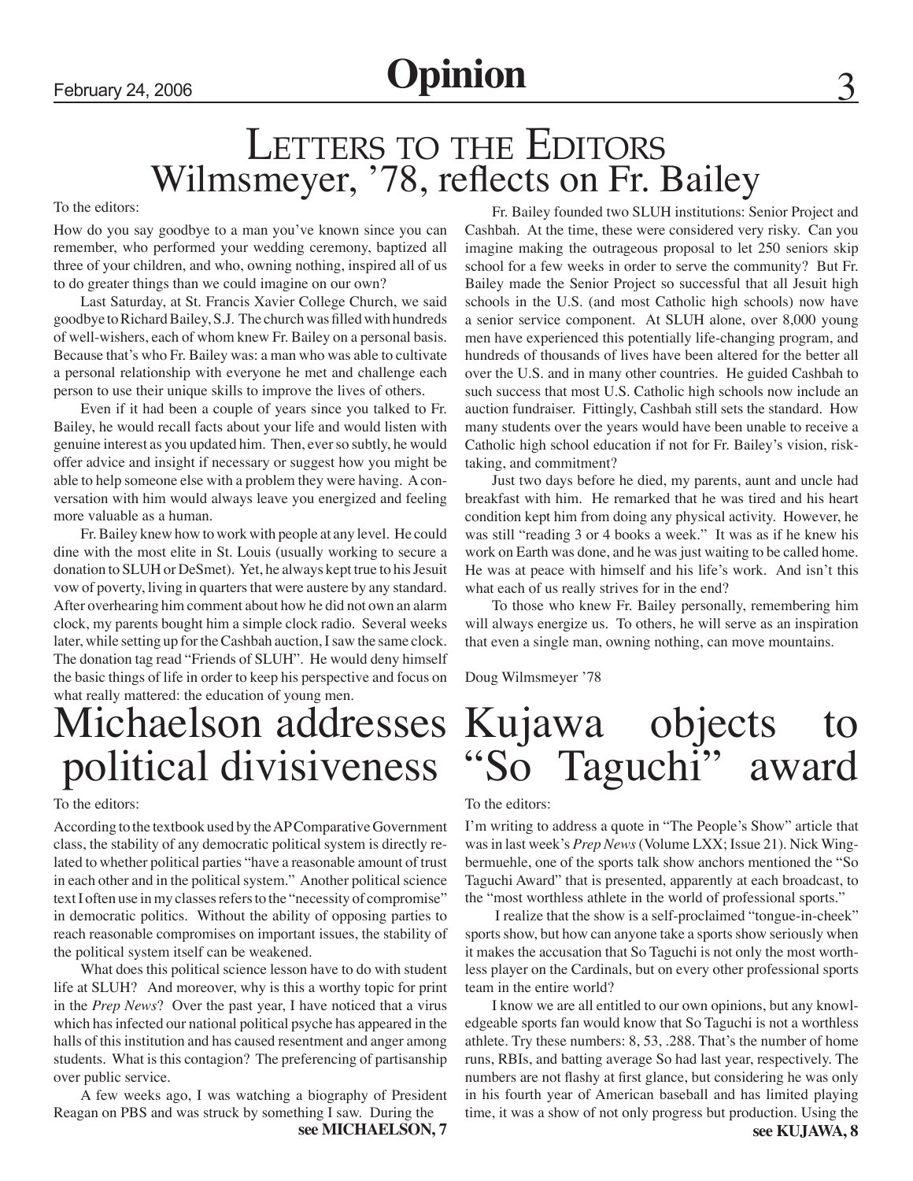# Letters to the Editors

## Wilmsmeyer, '78, reflects on Fr. Bailey

To the editors:

How do you say goodbye to a man you've known since you can remember, who performed your wedding ceremony, baptized all three of your children, and who, owning nothing, inspired all of us to do greater things than we could imagine on our own?

Last Saturday, at St. Francis Xavier College Church, we said goodbye to Richard Bailey, S.J. The church was filled with hundreds of well-wishers, each of whom knew Fr. Bailey on a personal basis. Because that's who Fr. Bailey was: a man who was able to cultivate a personal relationship with everyone he met and challenge each person to use their unique skills to improve the lives of others.

Even if it had been a couple of years since you talked to Fr. Bailey, he would recall facts about your life and would listen with genuine interest as you updated him. Then, ever so subtly, he would offer advice and insight if necessary or suggest how you might be able to help someone else with a problem they were having. A conversation with him would always leave you energized and feeling more valuable as a human.

Fr. Bailey knew how to work with people at any level. He could dine with the most elite in St. Louis (usually working to secure a donation to SLUH or DeSmet). Yet, he always kept true to his Jesuit vow of poverty, living in quarters that were austere by any standard. After overhearing him comment about how he did not own an alarm clock, my parents bought him a simple clock radio. Several weeks later, while setting up for the Cashbah auction, I saw the same clock. The donation tag read "Friends of SLUH". He would deny himself the basic things of life in order to keep his perspective and focus on what really mattered: the education of young men.

Fr. Bailey founded two SLUH institutions: Senior Project and Cashbah. At the time, these were considered very risky. Can you imagine making the outrageous proposal to let 250 seniors skip school for a few weeks in order to serve the community? But Fr. Bailey made the Senior Project so successful that all Jesuit high schools in the U.S. (and most Catholic high schools) now have a senior service component. At SLUH alone, over 8,000 young men have experienced this potentially life-changing program, and hundreds of thousands of lives have been altered for the better all over the U.S. and in many other countries. He guided Cashbah to such success that most U.S. Catholic high schools now include an auction fundraiser. Fittingly, Cashbah still sets the standard. How many students over the years would have been unable to receive a Catholic high school education if not for Fr. Bailey's vision, risk-taking, and commitment?

Just two days before he died, my parents, aunt and uncle had breakfast with him. He remarked that he was tired and his heart condition kept him from doing any physical activity. However, he was still "reading 3 or 4 books a week." It was as if he knew his work on Earth was done, and he was just waiting to be called home. He was at peace with himself and his life's work. And isn't this what each of us really strives for in the end?

To those who knew Fr. Bailey personally, remembering him will always energize us. To others, he will serve as an inspiration that even a single man, owning nothing, can move mountains.

Doug Wilmsmeyer '78

## Michaelson addresses political divisiveness

To the editors:

According to the textbook used by the AP Comparative Government class, the stability of any democratic political system is directly related to whether political parties "have a reasonable amount of trust in each other and in the political system." Another political science text I often use in my classes refers to the "necessity of compromise" in democratic politics. Without the ability of opposing parties to reach reasonable compromises on important issues, the stability of the political system itself can be weakened.

What does this political science lesson have to do with student life at SLUH? And moreover, why is this a worthy topic for print in the *Prep News*? Over the past year, I have noticed that a virus which has infected our national political psyche has appeared in the halls of this institution and has caused resentment and anger among students. What is this contagion? The preferencing of partisanship over public service.

A few weeks ago, I was watching a biography of President Reagan on PBS and was struck by something I saw. During the

**see MICHAELSON, 7**

## Kujawa objects to "So Taguchi" award

To the editors:

I'm writing to address a quote in "The People's Show" article that was in last week's *Prep News* (Volume LXX; Issue 21). Nick Wingbermuehle, one of the sports talk show anchors mentioned the "So Taguchi Award" that is presented, apparently at each broadcast, to the "most worthless athlete in the world of professional sports."

I realize that the show is a self-proclaimed "tongue-in-cheek" sports show, but how can anyone take a sports show seriously when it makes the accusation that So Taguchi is not only the most worthless player on the Cardinals, but on every other professional sports team in the entire world?

I know we are all entitled to our own opinions, but any knowledgeable sports fan would know that So Taguchi is not a worthless athlete. Try these numbers: 8, 53, .288. That's the number of home runs, RBIs, and batting average So had last year, respectively. The numbers are not flashy at first glance, but considering he was only in his fourth year of American baseball and has limited playing time, it was a show of not only progress but production. Using the

**see KUJAWA, 8**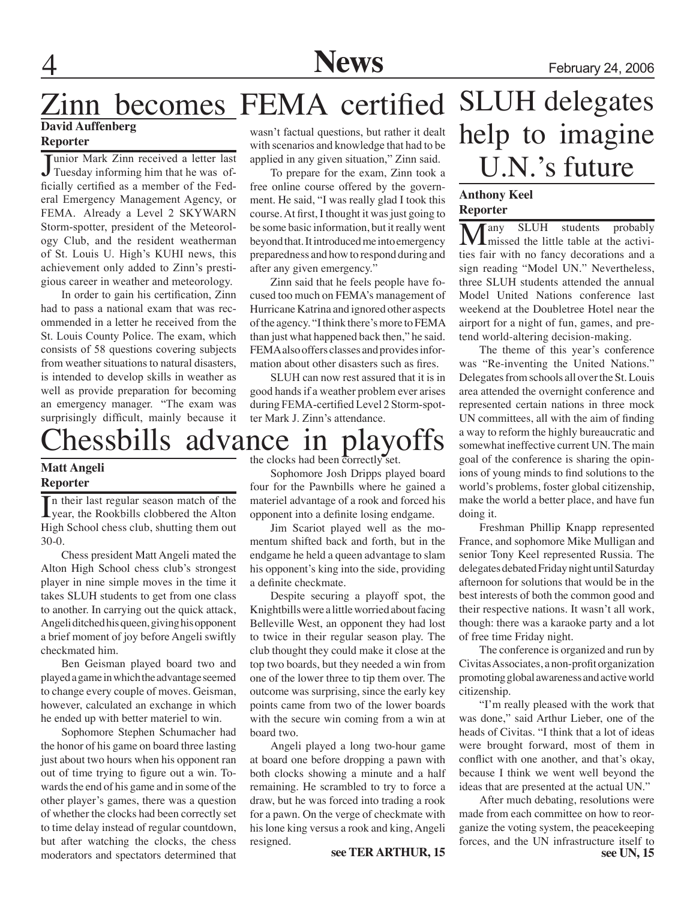# Zinn becomes FEMA certified

**David Auffenberg**
**Reporter**

Junior Mark Zinn received a letter last Tuesday informing him that he was officially certified as a member of the Federal Emergency Management Agency, or FEMA. Already a Level 2 SKYWARN Storm-spotter, president of the Meteorology Club, and the resident weatherman of St. Louis U. High's KUHI news, this achievement only added to Zinn's prestigious career in weather and meteorology.

In order to gain his certification, Zinn had to pass a national exam that was recommended in a letter he received from the St. Louis County Police. The exam, which consists of 58 questions covering subjects from weather situations to natural disasters, is intended to develop skills in weather as well as provide preparation for becoming an emergency manager. "The exam was surprisingly difficult, mainly because it wasn't factual questions, but rather it dealt with scenarios and knowledge that had to be applied in any given situation," Zinn said.

To prepare for the exam, Zinn took a free online course offered by the government. He said, "I was really glad I took this course. At first, I thought it was just going to be some basic information, but it really went beyond that. It introduced me into emergency preparedness and how to respond during and after any given emergency."

Zinn said that he feels people have focused too much on FEMA's management of Hurricane Katrina and ignored other aspects of the agency. "I think there's more to FEMA than just what happened back then," he said. FEMA also offers classes and provides information about other disasters such as fires.

SLUH can now rest assured that it is in good hands if a weather problem ever arises during FEMA-certified Level 2 Storm-spotter Mark J. Zinn's attendance.

# Chessbills advance in playoffs

**Matt Angeli**
**Reporter**

In their last regular season match of the year, the Rookbills clobbered the Alton High School chess club, shutting them out 30-0.

Chess president Matt Angeli mated the Alton High School chess club's strongest player in nine simple moves in the time it takes SLUH students to get from one class to another. In carrying out the quick attack, Angeli ditched his queen, giving his opponent a brief moment of joy before Angeli swiftly checkmated him.

Ben Geisman played board two and played a game in which the advantage seemed to change every couple of moves. Geisman, however, calculated an exchange in which he ended up with better materiel to win.

Sophomore Stephen Schumacher had the honor of his game on board three lasting just about two hours when his opponent ran out of time trying to figure out a win. Towards the end of his game and in some of the other player's games, there was a question of whether the clocks had been correctly set to time delay instead of regular countdown, but after watching the clocks, the chess moderators and spectators determined that the clocks had been correctly set.

Sophomore Josh Dripps played board four for the Pawnbills where he gained a materiel advantage of a rook and forced his opponent into a definite losing endgame.

Jim Scariot played well as the momentum shifted back and forth, but in the endgame he held a queen advantage to slam his opponent's king into the side, providing a definite checkmate.

Despite securing a playoff spot, the Knightbills were a little worried about facing Belleville West, an opponent they had lost to twice in their regular season play. The club thought they could make it close at the top two boards, but they needed a win from one of the lower three to tip them over. The outcome was surprising, since the early key points came from two of the lower boards with the secure win coming from a win at board two.

Angeli played a long two-hour game at board one before dropping a pawn with both clocks showing a minute and a half remaining. He scrambled to try to force a draw, but he was forced into trading a rook for a pawn. On the verge of checkmate with his lone king versus a rook and king, Angeli resigned.

**see TER ARTHUR, 15**

# SLUH delegates help to imagine U.N.'s future

**Anthony Keel**
**Reporter**

Many SLUH students probably missed the little table at the activities fair with no fancy decorations and a sign reading "Model UN." Nevertheless, three SLUH students attended the annual Model United Nations conference last weekend at the Doubletree Hotel near the airport for a night of fun, games, and pretend world-altering decision-making.

The theme of this year's conference was "Re-inventing the United Nations." Delegates from schools all over the St. Louis area attended the overnight conference and represented certain nations in three mock UN committees, all with the aim of finding a way to reform the highly bureaucratic and somewhat ineffective current UN. The main goal of the conference is sharing the opinions of young minds to find solutions to the world's problems, foster global citizenship, make the world a better place, and have fun doing it.

Freshman Phillip Knapp represented France, and sophomore Mike Mulligan and senior Tony Keel represented Russia. The delegates debated Friday night until Saturday afternoon for solutions that would be in the best interests of both the common good and their respective nations. It wasn't all work, though: there was a karaoke party and a lot of free time Friday night.

The conference is organized and run by Civitas Associates, a non-profit organization promoting global awareness and active world citizenship.

"I'm really pleased with the work that was done," said Arthur Lieber, one of the heads of Civitas. "I think that a lot of ideas were brought forward, most of them in conflict with one another, and that's okay, because I think we went well beyond the ideas that are presented at the actual UN."

After much debating, resolutions were made from each committee on how to reorganize the voting system, the peacekeeping forces, and the UN infrastructure itself to

**see UN, 15**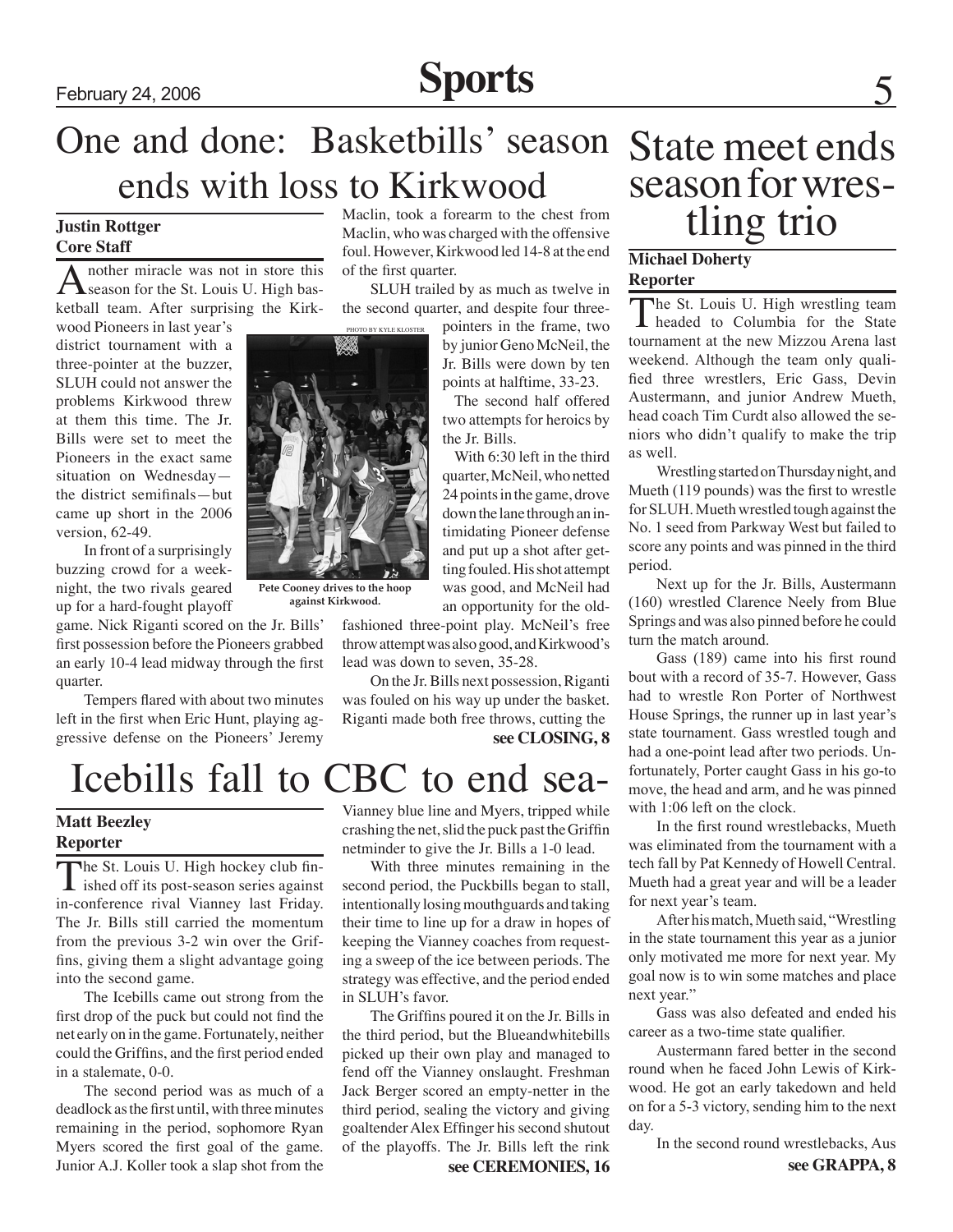# One and done: Basketbills' season ends with loss to Kirkwood

**Justin Rottger**
**Core Staff**

Another miracle was not in store this season for the St. Louis U. High basketball team. After surprising the Kirkwood Pioneers in last year's district tournament with a three-pointer at the buzzer, SLUH could not answer the problems Kirkwood threw at them this time. The Jr. Bills were set to meet the Pioneers in the exact same situation on Wednesday—the district semifinals—but came up short in the 2006 version, 62-49.

In front of a surprisingly buzzing crowd for a weeknight, the two rivals geared up for a hard-fought playoff game. Nick Riganti scored on the Jr. Bills' first possession before the Pioneers grabbed an early 10-4 lead midway through the first quarter.

Tempers flared with about two minutes left in the first when Eric Hunt, playing aggressive defense on the Pioneers' Jeremy Maclin, took a forearm to the chest from Maclin, who was charged with the offensive foul. However, Kirkwood led 14-8 at the end of the first quarter.

PHOTO BY KYLE KLOSTER

Pete Cooney drives to the hoop against Kirkwood.

SLUH trailed by as much as twelve in the second quarter, and despite four three-pointers in the frame, two by junior Geno McNeil, the Jr. Bills were down by ten points at halftime, 33-23.

The second half offered two attempts for heroics by the Jr. Bills.

With 6:30 left in the third quarter, McNeil, who netted 24 points in the game, drove down the lane through an intimidating Pioneer defense and put up a shot after getting fouled. His shot attempt was good, and McNeil had an opportunity for the old-fashioned three-point play. McNeil's free throw attempt was also good, and Kirkwood's lead was down to seven, 35-28.

On the Jr. Bills next possession, Riganti was fouled on his way up under the basket. Riganti made both free throws, cutting the

**see CLOSING, 8**

# State meet ends season for wrestling trio

**Michael Doherty**
**Reporter**

The St. Louis U. High wrestling team headed to Columbia for the State tournament at the new Mizzou Arena last weekend. Although the team only qualified three wrestlers, Eric Gass, Devin Austermann, and junior Andrew Mueth, head coach Tim Curdt also allowed the seniors who didn't qualify to make the trip as well.

Wrestling started on Thursday night, and Mueth (119 pounds) was the first to wrestle for SLUH. Mueth wrestled tough against the No. 1 seed from Parkway West but failed to score any points and was pinned in the third period.

Next up for the Jr. Bills, Austermann (160) wrestled Clarence Neely from Blue Springs and was also pinned before he could turn the match around.

Gass (189) came into his first round bout with a record of 35-7. However, Gass had to wrestle Ron Porter of Northwest House Springs, the runner up in last year's state tournament. Gass wrestled tough and had a one-point lead after two periods. Unfortunately, Porter caught Gass in his go-to move, the head and arm, and he was pinned with 1:06 left on the clock.

In the first round wrestlebacks, Mueth was eliminated from the tournament with a tech fall by Pat Kennedy of Howell Central. Mueth had a great year and will be a leader for next year's team.

After his match, Mueth said, "Wrestling in the state tournament this year as a junior only motivated me more for next year. My goal now is to win some matches and place next year."

Gass was also defeated and ended his career as a two-time state qualifier.

Austermann fared better in the second round when he faced John Lewis of Kirkwood. He got an early takedown and held on for a 5-3 victory, sending him to the next day.

In the second round wrestlebacks, Aus

**see GRAPPA, 8**

# Icebills fall to CBC to end sea-

**Matt Beezley**
**Reporter**

The St. Louis U. High hockey club finished off its post-season series against in-conference rival Vianney last Friday. The Jr. Bills still carried the momentum from the previous 3-2 win over the Griffins, giving them a slight advantage going into the second game.

The Icebills came out strong from the first drop of the puck but could not find the net early on in the game. Fortunately, neither could the Griffins, and the first period ended in a stalemate, 0-0.

The second period was as much of a deadlock as the first until, with three minutes remaining in the period, sophomore Ryan Myers scored the first goal of the game. Junior A.J. Koller took a slap shot from the Vianney blue line and Myers, tripped while crashing the net, slid the puck past the Griffin netminder to give the Jr. Bills a 1-0 lead.

With three minutes remaining in the second period, the Puckbills began to stall, intentionally losing mouthguards and taking their time to line up for a draw in hopes of keeping the Vianney coaches from requesting a sweep of the ice between periods. The strategy was effective, and the period ended in SLUH's favor.

The Griffins poured it on the Jr. Bills in the third period, but the Blueandwhitebills picked up their own play and managed to fend off the Vianney onslaught. Freshman Jack Berger scored an empty-netter in the third period, sealing the victory and giving goaltender Alex Effinger his second shutout of the playoffs. The Jr. Bills left the rink

**see CEREMONIES, 16**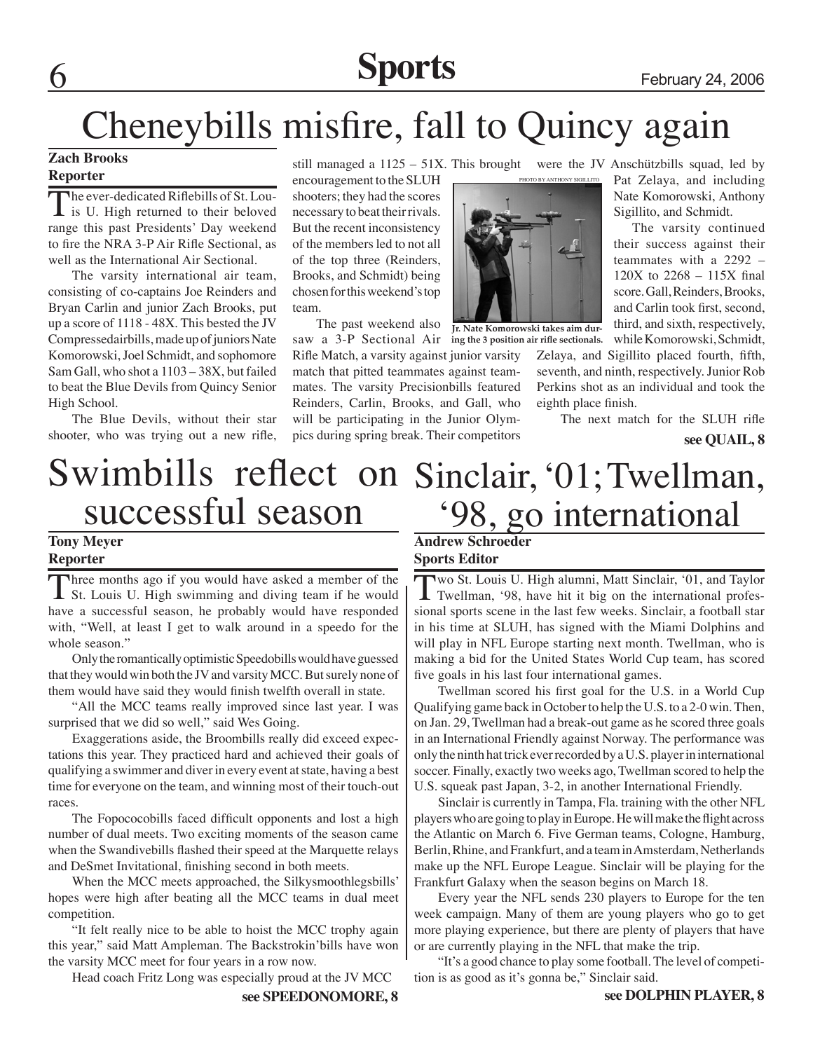# Cheneybills misfire, fall to Quincy again

**Zach Brooks**
**Reporter**

The ever-dedicated Riflebills of St. Louis U. High returned to their beloved range this past Presidents' Day weekend to fire the NRA 3-P Air Rifle Sectional, as well as the International Air Sectional.

The varsity international air team, consisting of co-captains Joe Reinders and Bryan Carlin and junior Zach Brooks, put up a score of 1118 - 48X. This bested the JV Compressedairbills, made up of juniors Nate Komorowski, Joel Schmidt, and sophomore Sam Gall, who shot a 1103 – 38X, but failed to beat the Blue Devils from Quincy Senior High School.

The Blue Devils, without their star shooter, who was trying out a new rifle, still managed a 1125 – 51X. This brought encouragement to the SLUH shooters; they had the scores necessary to beat their rivals. But the recent inconsistency of the members led to not all of the top three (Reinders, Brooks, and Schmidt) being chosen for this weekend's top team.

The past weekend also saw a 3-P Sectional Air Rifle Match, a varsity against junior varsity match that pitted teammates against teammates. The varsity Precisionbills featured Reinders, Carlin, Brooks, and Gall, who will be participating in the Junior Olympics during spring break. Their competitors were the JV Anschützbills squad, led by Pat Zelaya, and including Nate Komorowski, Anthony Sigillito, and Schmidt.

PHOTO BY ANTHONY SIGILLITO

**Jr. Nate Komorowski takes aim during the 3 position air rifle sectionals.**

The varsity continued their success against their teammates with a 2292 – 120X to 2268 – 115X final score. Gall, Reinders, Brooks, and Carlin took first, second, third, and sixth, respectively, while Komorowski, Schmidt, Zelaya, and Sigillito placed fourth, fifth, seventh, and ninth, respectively. Junior Rob Perkins shot as an individual and took the eighth place finish.

The next match for the SLUH rifle

**see QUAIL, 8**

# Swimbills reflect on successful season

**Tony Meyer**
**Reporter**

Three months ago if you would have asked a member of the St. Louis U. High swimming and diving team if he would have a successful season, he probably would have responded with, "Well, at least I get to walk around in a speedo for the whole season."

Only the romantically optimistic Speedobills would have guessed that they would win both the JV and varsity MCC. But surely none of them would have said they would finish twelfth overall in state.

"All the MCC teams really improved since last year. I was surprised that we did so well," said Wes Going.

Exaggerations aside, the Broombills really did exceed expectations this year. They practiced hard and achieved their goals of qualifying a swimmer and diver in every event at state, having a best time for everyone on the team, and winning most of their touch-out races.

The Fopocococbills faced difficult opponents and lost a high number of dual meets. Two exciting moments of the season came when the Swandivebills flashed their speed at the Marquette relays and DeSmet Invitational, finishing second in both meets.

When the MCC meets approached, the Silkysmoothlegsbills' hopes were high after beating all the MCC teams in dual meet competition.

"It felt really nice to be able to hoist the MCC trophy again this year," said Matt Ampleman. The Backstrokin'bills have won the varsity MCC meet for four years in a row now.

Head coach Fritz Long was especially proud at the JV MCC

**see SPEEDONOMORE, 8**

# Sinclair, '01; Twellman, '98, go international

**Andrew Schroeder**
**Sports Editor**

Two St. Louis U. High alumni, Matt Sinclair, '01, and Taylor Twellman, '98, have hit it big on the international professional sports scene in the last few weeks. Sinclair, a football star in his time at SLUH, has signed with the Miami Dolphins and will play in NFL Europe starting next month. Twellman, who is making a bid for the United States World Cup team, has scored five goals in his last four international games.

Twellman scored his first goal for the U.S. in a World Cup Qualifying game back in October to help the U.S. to a 2-0 win. Then, on Jan. 29, Twellman had a break-out game as he scored three goals in an International Friendly against Norway. The performance was only the ninth hat trick ever recorded by a U.S. player in international soccer. Finally, exactly two weeks ago, Twellman scored to help the U.S. squeak past Japan, 3-2, in another International Friendly.

Sinclair is currently in Tampa, Fla. training with the other NFL players who are going to play in Europe. He will make the flight across the Atlantic on March 6. Five German teams, Cologne, Hamburg, Berlin, Rhine, and Frankfurt, and a team in Amsterdam, Netherlands make up the NFL Europe League. Sinclair will be playing for the Frankfurt Galaxy when the season begins on March 18.

Every year the NFL sends 230 players to Europe for the ten week campaign. Many of them are young players who go to get more playing experience, but there are plenty of players that have or are currently playing in the NFL that make the trip.

"It's a good chance to play some football. The level of competition is as good as it's gonna be," Sinclair said.

**see DOLPHIN PLAYER, 8**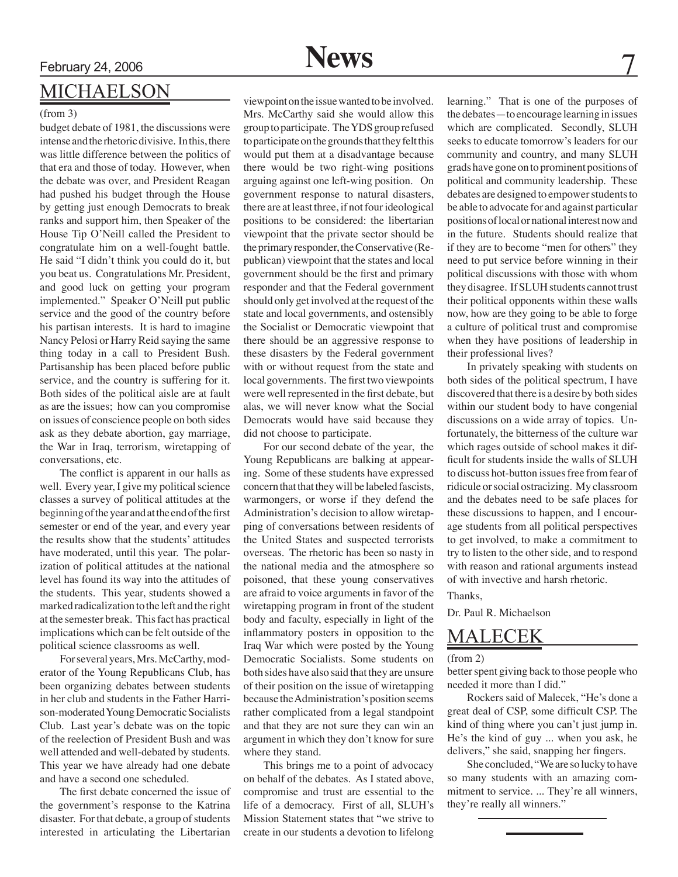## MICHAELSON

(from 3)

budget debate of 1981, the discussions were intense and the rhetoric divisive. In this, there was little difference between the politics of that era and those of today. However, when the debate was over, and President Reagan had pushed his budget through the House by getting just enough Democrats to break ranks and support him, then Speaker of the House Tip O'Neill called the President to congratulate him on a well-fought battle. He said "I didn't think you could do it, but you beat us. Congratulations Mr. President, and good luck on getting your program implemented." Speaker O'Neill put public service and the good of the country before his partisan interests. It is hard to imagine Nancy Pelosi or Harry Reid saying the same thing today in a call to President Bush. Partisanship has been placed before public service, and the country is suffering for it. Both sides of the political aisle are at fault as are the issues; how can you compromise on issues of conscience people on both sides ask as they debate abortion, gay marriage, the War in Iraq, terrorism, wiretapping of conversations, etc.

The conflict is apparent in our halls as well. Every year, I give my political science classes a survey of political attitudes at the beginning of the year and at the end of the first semester or end of the year, and every year the results show that the students' attitudes have moderated, until this year. The polarization of political attitudes at the national level has found its way into the attitudes of the students. This year, students showed a marked radicalization to the left and the right at the semester break. This fact has practical implications which can be felt outside of the political science classrooms as well.

For several years, Mrs. McCarthy, moderator of the Young Republicans Club, has been organizing debates between students in her club and students in the Father Harrison-moderated Young Democratic Socialists Club. Last year's debate was on the topic of the reelection of President Bush and was well attended and well-debated by students. This year we have already had one debate and have a second one scheduled.

The first debate concerned the issue of the government's response to the Katrina disaster. For that debate, a group of students interested in articulating the Libertarian viewpoint on the issue wanted to be involved. Mrs. McCarthy said she would allow this group to participate. The YDS group refused to participate on the grounds that they felt this would put them at a disadvantage because there would be two right-wing positions arguing against one left-wing position. On government response to natural disasters, there are at least three, if not four ideological positions to be considered: the libertarian viewpoint that the private sector should be the primary responder, the Conservative (Republican) viewpoint that the states and local government should be the first and primary responder and that the Federal government should only get involved at the request of the state and local governments, and ostensibly the Socialist or Democratic viewpoint that there should be an aggressive response to these disasters by the Federal government with or without request from the state and local governments. The first two viewpoints were well represented in the first debate, but alas, we will never know what the Social Democrats would have said because they did not choose to participate.

For our second debate of the year, the Young Republicans are balking at appearing. Some of these students have expressed concern that that they will be labeled fascists, warmongers, or worse if they defend the Administration's decision to allow wiretapping of conversations between residents of the United States and suspected terrorists overseas. The rhetoric has been so nasty in the national media and the atmosphere so poisoned, that these young conservatives are afraid to voice arguments in favor of the wiretapping program in front of the student body and faculty, especially in light of the inflammatory posters in opposition to the Iraq War which were posted by the Young Democratic Socialists. Some students on both sides have also said that they are unsure of their position on the issue of wiretapping because the Administration's position seems rather complicated from a legal standpoint and that they are not sure they can win an argument in which they don't know for sure where they stand.

This brings me to a point of advocacy on behalf of the debates. As I stated above, compromise and trust are essential to the life of a democracy. First of all, SLUH's Mission Statement states that "we strive to create in our students a devotion to lifelong learning." That is one of the purposes of the debates—to encourage learning in issues which are complicated. Secondly, SLUH seeks to educate tomorrow's leaders for our community and country, and many SLUH grads have gone on to prominent positions of political and community leadership. These debates are designed to empower students to be able to advocate for and against particular positions of local or national interest now and in the future. Students should realize that if they are to become "men for others" they need to put service before winning in their political discussions with those with whom they disagree. If SLUH students cannot trust their political opponents within these walls now, how are they going to be able to forge a culture of political trust and compromise when they have positions of leadership in their professional lives?

In privately speaking with students on both sides of the political spectrum, I have discovered that there is a desire by both sides within our student body to have congenial discussions on a wide array of topics. Unfortunately, the bitterness of the culture war which rages outside of school makes it difficult for students inside the walls of SLUH to discuss hot-button issues free from fear of ridicule or social ostracizing. My classroom and the debates need to be safe places for these discussions to happen, and I encourage students from all political perspectives to get involved, to make a commitment to try to listen to the other side, and to respond with reason and rational arguments instead of with invective and harsh rhetoric.

Thanks,

Dr. Paul R. Michaelson

## MALECEK

(from 2)

better spent giving back to those people who needed it more than I did."

Rockers said of Malecek, "He's done a great deal of CSP, some difficult CSP. The kind of thing where you can't just jump in. He's the kind of guy ... when you ask, he delivers," she said, snapping her fingers.

She concluded, "We are so lucky to have so many students with an amazing commitment to service. ... They're all winners, they're really all winners."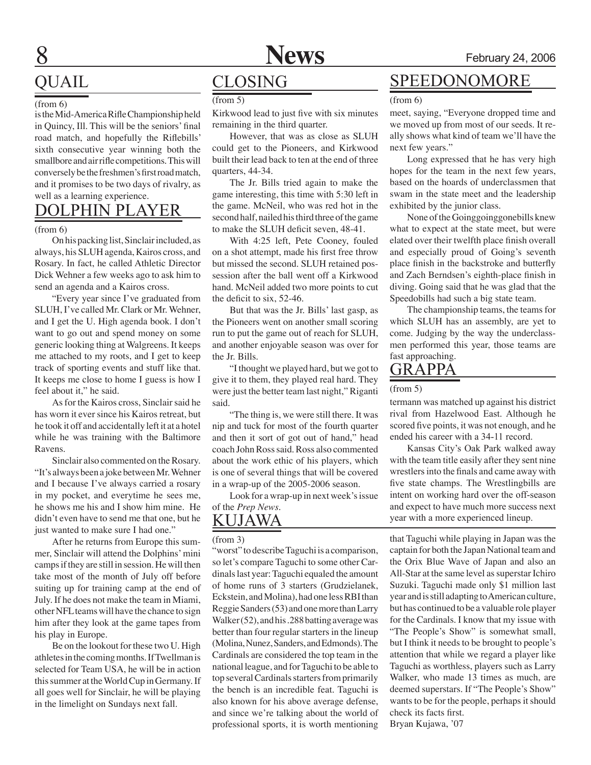## QUAIL

(from 6)

is the Mid-America Rifle Championship held in Quincy, Ill. This will be the seniors' final road match, and hopefully the Riflebills' sixth consecutive year winning both the smallbore and air rifle competitions. This will conversely be the freshmen's first road match, and it promises to be two days of rivalry, as well as a learning experience.

## DOLPHIN PLAYER

(from 6)

On his packing list, Sinclair included, as always, his SLUH agenda, Kairos cross, and Rosary. In fact, he called Athletic Director Dick Wehner a few weeks ago to ask him to send an agenda and a Kairos cross.

"Every year since I've graduated from SLUH, I've called Mr. Clark or Mr. Wehner, and I get the U. High agenda book. I don't want to go out and spend money on some generic looking thing at Walgreens. It keeps me attached to my roots, and I get to keep track of sporting events and stuff like that. It keeps me close to home I guess is how I feel about it," he said.

As for the Kairos cross, Sinclair said he has worn it ever since his Kairos retreat, but he took it off and accidentally left it at a hotel while he was training with the Baltimore Ravens.

Sinclair also commented on the Rosary. "It's always been a joke between Mr. Wehner and I because I've always carried a rosary in my pocket, and everytime he sees me, he shows me his and I show him mine. He didn't even have to send me that one, but he just wanted to make sure I had one."

After he returns from Europe this summer, Sinclair will attend the Dolphins' mini camps if they are still in session. He will then take most of the month of July off before suiting up for training camp at the end of July. If he does not make the team in Miami, other NFL teams will have the chance to sign him after they look at the game tapes from his play in Europe.

Be on the lookout for these two U. High athletes in the coming months. If Twellman is selected for Team USA, he will be in action this summer at the World Cup in Germany. If all goes well for Sinclair, he will be playing in the limelight on Sundays next fall.

## CLOSING

(from 5)

Kirkwood lead to just five with six minutes remaining in the third quarter.

However, that was as close as SLUH could get to the Pioneers, and Kirkwood built their lead back to ten at the end of three quarters, 44-34.

The Jr. Bills tried again to make the game interesting, this time with 5:30 left in the game. McNeil, who was red hot in the second half, nailed his third three of the game to make the SLUH deficit seven, 48-41.

With 4:25 left, Pete Cooney, fouled on a shot attempt, made his first free throw but missed the second. SLUH retained possession after the ball went off a Kirkwood hand. McNeil added two more points to cut the deficit to six, 52-46.

But that was the Jr. Bills' last gasp, as the Pioneers went on another small scoring run to put the game out of reach for SLUH, and another enjoyable season was over for the Jr. Bills.

"I thought we played hard, but we got to give it to them, they played real hard. They were just the better team last night," Riganti said.

"The thing is, we were still there. It was nip and tuck for most of the fourth quarter and then it sort of got out of hand," head coach John Ross said. Ross also commented about the work ethic of his players, which is one of several things that will be covered in a wrap-up of the 2005-2006 season.

Look for a wrap-up in next week's issue of the *Prep News*.

## SPEEDONOMORE

(from 6)

meet, saying, "Everyone dropped time and we moved up from most of our seeds. It really shows what kind of team we'll have the next few years."

Long expressed that he has very high hopes for the team in the next few years, based on the hoards of underclassmen that swam in the state meet and the leadership exhibited by the junior class.

None of the Goinggoinggonebills knew what to expect at the state meet, but were elated over their twelfth place finish overall and especially proud of Going's seventh place finish in the backstroke and butterfly and Zach Berndsen's eighth-place finish in diving. Going said that he was glad that the Speedobills had such a big state team.

The championship teams, the teams for which SLUH has an assembly, are yet to come. Judging by the way the underclassmen performed this year, those teams are fast approaching.

## GRAPPA

(from 5)

termann was matched up against his district rival from Hazelwood East. Although he scored five points, it was not enough, and he ended his career with a 34-11 record.

Kansas City's Oak Park walked away with the team title easily after they sent nine wrestlers into the finals and came away with five state champs. The Wrestlingbills are intent on working hard over the off-season and expect to have much more success next year with a more experienced lineup.

## KUJAWA

(from 3)

"worst" to describe Taguchi is a comparison, so let's compare Taguchi to some other Cardinals last year: Taguchi equaled the amount of home runs of 3 starters (Grudzielanek, Eckstein, and Molina), had one less RBI than Reggie Sanders (53) and one more than Larry Walker (52), and his .288 batting average was better than four regular starters in the lineup (Molina, Nunez, Sanders, and Edmonds). The Cardinals are considered the top team in the national league, and for Taguchi to be able to top several Cardinals starters from primarily the bench is an incredible feat. Taguchi is also known for his above average defense, and since we're talking about the world of professional sports, it is worth mentioning that Taguchi while playing in Japan was the captain for both the Japan National team and the Orix Blue Wave of Japan and also an All-Star at the same level as superstar Ichiro Suzuki. Taguchi made only $1 million last year and is still adapting to American culture, but has continued to be a valuable role player for the Cardinals. I know that my issue with "The People's Show" is somewhat small, but I think it needs to be brought to people's attention that while we regard a player like Taguchi as worthless, players such as Larry Walker, who made 13 times as much, are deemed superstars. If "The People's Show" wants to be for the people, perhaps it should check its facts first.

Bryan Kujawa, '07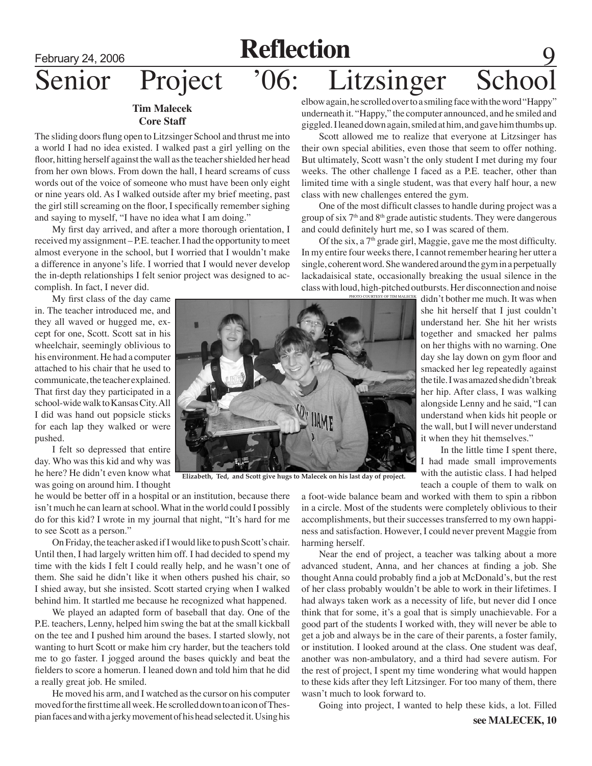# Senior Project '06: Litzsinger School

**Tim Malecek**
**Core Staff**

The sliding doors flung open to Litzsinger School and thrust me into a world I had no idea existed. I walked past a girl yelling on the floor, hitting herself against the wall as the teacher shielded her head from her own blows. From down the hall, I heard screams of cuss words out of the voice of someone who must have been only eight or nine years old. As I walked outside after my brief meeting, past the girl still screaming on the floor, I specifically remember sighing and saying to myself, "I have no idea what I am doing."

My first day arrived, and after a more thorough orientation, I received my assignment – P.E. teacher. I had the opportunity to meet almost everyone in the school, but I worried that I wouldn't make a difference in anyone's life. I worried that I would never develop the in-depth relationships I felt senior project was designed to accomplish. In fact, I never did.

My first class of the day came in. The teacher introduced me, and they all waved or hugged me, except for one, Scott. Scott sat in his wheelchair, seemingly oblivious to his environment. He had a computer attached to his chair that he used to communicate, the teacher explained. That first day they participated in a school-wide walk to Kansas City. All I did was hand out popsicle sticks for each lap they walked or were pushed.

I felt so depressed that entire day. Who was this kid and why was he here? He didn't even know what was going on around him. I thought he would be better off in a hospital or an institution, because there isn't much he can learn at school. What in the world could I possibly do for this kid? I wrote in my journal that night, "It's hard for me to see Scott as a person."

On Friday, the teacher asked if I would like to push Scott's chair. Until then, I had largely written him off. I had decided to spend my time with the kids I felt I could really help, and he wasn't one of them. She said he didn't like it when others pushed his chair, so I shied away, but she insisted. Scott started crying when I walked behind him. It startled me because he recognized what happened.

We played an adapted form of baseball that day. One of the P.E. teachers, Lenny, helped him swing the bat at the small kickball on the tee and I pushed him around the bases. I started slowly, not wanting to hurt Scott or make him cry harder, but the teachers told me to go faster. I jogged around the bases quickly and beat the fielders to score a homerun. I leaned down and told him that he did a really great job. He smiled.

He moved his arm, and I watched as the cursor on his computer moved for the first time all week. He scrolled down to an icon of Thespian faces and with a jerky movement of his head selected it. Using his elbow again, he scrolled over to a smiling face with the word "Happy" underneath it. "Happy," the computer announced, and he smiled and giggled. I leaned down again, smiled at him, and gave him thumbs up.

Scott allowed me to realize that everyone at Litzsinger has their own special abilities, even those that seem to offer nothing. But ultimately, Scott wasn't the only student I met during my four weeks. The other challenge I faced as a P.E. teacher, other than limited time with a single student, was that every half hour, a new class with new challenges entered the gym.

One of the most difficult classes to handle during project was a group of six 7th and 8th grade autistic students. They were dangerous and could definitely hurt me, so I was scared of them.

Of the six, a 7th grade girl, Maggie, gave me the most difficulty. In my entire four weeks there, I cannot remember hearing her utter a single, coherent word. She wandered around the gym in a perpetually lackadaisical state, occasionally breaking the usual silence in the class with loud, high-pitched outbursts. Her disconnection and noise didn't bother me much. It was when she hit herself that I just couldn't understand her. She hit her wrists together and smacked her palms on her thighs with no warning. One day she lay down on gym floor and smacked her leg repeatedly against the tile. I was amazed she didn't break her hip. After class, I was walking alongside Lenny and he said, "I can understand when kids hit people or the wall, but I will never understand it when they hit themselves."

PHOTO COURTESY OF TIM MALECEK

**Elizabeth, Ted, and Scott give hugs to Malecek on his last day of project.**

In the little time I spent there, I had made small improvements with the autistic class. I had helped teach a couple of them to walk on a foot-wide balance beam and worked with them to spin a ribbon in a circle. Most of the students were completely oblivious to their accomplishments, but their successes transferred to my own happiness and satisfaction. However, I could never prevent Maggie from harming herself.

Near the end of project, a teacher was talking about a more advanced student, Anna, and her chances at finding a job. She thought Anna could probably find a job at McDonald's, but the rest of her class probably wouldn't be able to work in their lifetimes. I had always taken work as a necessity of life, but never did I once think that for some, it's a goal that is simply unachievable. For a good part of the students I worked with, they will never be able to get a job and always be in the care of their parents, a foster family, or institution. I looked around at the class. One student was deaf, another was non-ambulatory, and a third had severe autism. For the rest of project, I spent my time wondering what would happen to these kids after they left Litzsinger. For too many of them, there wasn't much to look forward to.

Going into project, I wanted to help these kids, a lot. Filled

**see MALECEK, 10**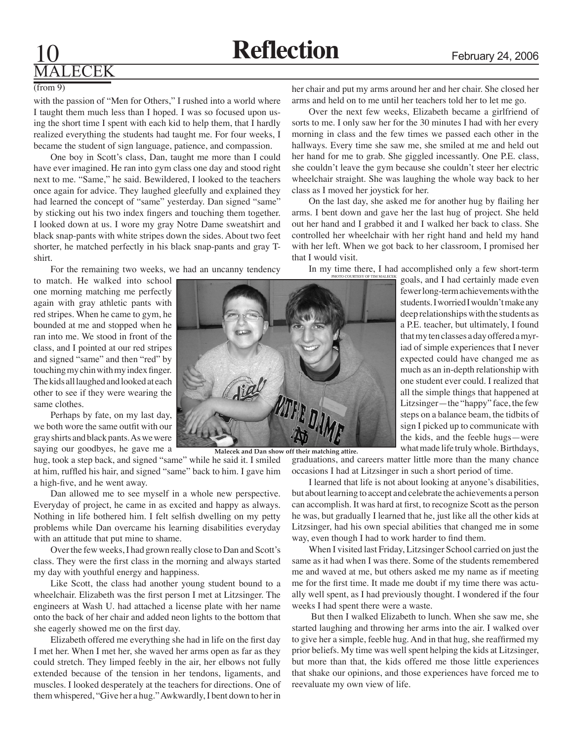## MALECEK

(from 9)

with the passion of "Men for Others," I rushed into a world where I taught them much less than I hoped. I was so focused upon using the short time I spent with each kid to help them, that I hardly realized everything the students had taught me. For four weeks, I became the student of sign language, patience, and compassion.

One boy in Scott's class, Dan, taught me more than I could have ever imagined. He ran into gym class one day and stood right next to me. "Same," he said. Bewildered, I looked to the teachers once again for advice. They laughed gleefully and explained they had learned the concept of "same" yesterday. Dan signed "same" by sticking out his two index fingers and touching them together. I looked down at us. I wore my gray Notre Dame sweatshirt and black snap-pants with white stripes down the sides. About two feet shorter, he matched perfectly in his black snap-pants and gray T-shirt.

For the remaining two weeks, we had an uncanny tendency to match. He walked into school one morning matching me perfectly again with gray athletic pants with red stripes. When he came to gym, he bounded at me and stopped when he ran into me. We stood in front of the class, and I pointed at our red stripes and signed "same" and then "red" by touching my chin with my index finger. The kids all laughed and looked at each other to see if they were wearing the same clothes.

Perhaps by fate, on my last day, we both wore the same outfit with our gray shirts and black pants. As we were saying our goodbyes, he gave me a hug, took a step back, and signed "same" while he said it. I smiled at him, ruffled his hair, and signed "same" back to him. I gave him a high-five, and he went away.

Dan allowed me to see myself in a whole new perspective. Everyday of project, he came in as excited and happy as always. Nothing in life bothered him. I felt selfish dwelling on my petty problems while Dan overcame his learning disabilities everyday with an attitude that put mine to shame.

Over the few weeks, I had grown really close to Dan and Scott's class. They were the first class in the morning and always started my day with youthful energy and happiness.

Like Scott, the class had another young student bound to a wheelchair. Elizabeth was the first person I met at Litzsinger. The engineers at Wash U. had attached a license plate with her name onto the back of her chair and added neon lights to the bottom that she eagerly showed me on the first day.

Elizabeth offered me everything she had in life on the first day I met her. When I met her, she waved her arms open as far as they could stretch. They limped feebly in the air, her elbows not fully extended because of the tension in her tendons, ligaments, and muscles. I looked desperately at the teachers for directions. One of them whispered, "Give her a hug." Awkwardly, I bent down to her in her chair and put my arms around her and her chair. She closed her arms and held on to me until her teachers told her to let me go.

Over the next few weeks, Elizabeth became a girlfriend of sorts to me. I only saw her for the 30 minutes I had with her every morning in class and the few times we passed each other in the hallways. Every time she saw me, she smiled at me and held out her hand for me to grab. She giggled incessantly. One P.E. class, she couldn't leave the gym because she couldn't steer her electric wheelchair straight. She was laughing the whole way back to her class as I moved her joystick for her.

On the last day, she asked me for another hug by flailing her arms. I bent down and gave her the last hug of project. She held out her hand and I grabbed it and I walked her back to class. She controlled her wheelchair with her right hand and held my hand with her left. When we got back to her classroom, I promised her that I would visit.

PHOTO COURTESY OF TIM MALECEK

Malecek and Dan show off their matching attire.

In my time there, I had accomplished only a few short-term goals, and I had certainly made even fewer long-term achievements with the students. I worried I wouldn't make any deep relationships with the students as a P.E. teacher, but ultimately, I found that my ten classes a day offered a myriad of simple experiences that I never expected could have changed me as much as an in-depth relationship with one student ever could. I realized that all the simple things that happened at Litzsinger—the "happy" face, the few steps on a balance beam, the tidbits of sign I picked up to communicate with the kids, and the feeble hugs—were what made life truly whole. Birthdays, graduations, and careers matter little more than the many chance occasions I had at Litzsinger in such a short period of time.

I learned that life is not about looking at anyone's disabilities, but about learning to accept and celebrate the achievements a person can accomplish. It was hard at first, to recognize Scott as the person he was, but gradually I learned that he, just like all the other kids at Litzsinger, had his own special abilities that changed me in some way, even though I had to work harder to find them.

When I visited last Friday, Litzsinger School carried on just the same as it had when I was there. Some of the students remembered me and waved at me, but others asked me my name as if meeting me for the first time. It made me doubt if my time there was actually well spent, as I had previously thought. I wondered if the four weeks I had spent there were a waste.

But then I walked Elizabeth to lunch. When she saw me, she started laughing and throwing her arms into the air. I walked over to give her a simple, feeble hug. And in that hug, she reaffirmed my prior beliefs. My time was well spent helping the kids at Litzsinger, but more than that, the kids offered me those little experiences that shake our opinions, and those experiences have forced me to reevaluate my own view of life.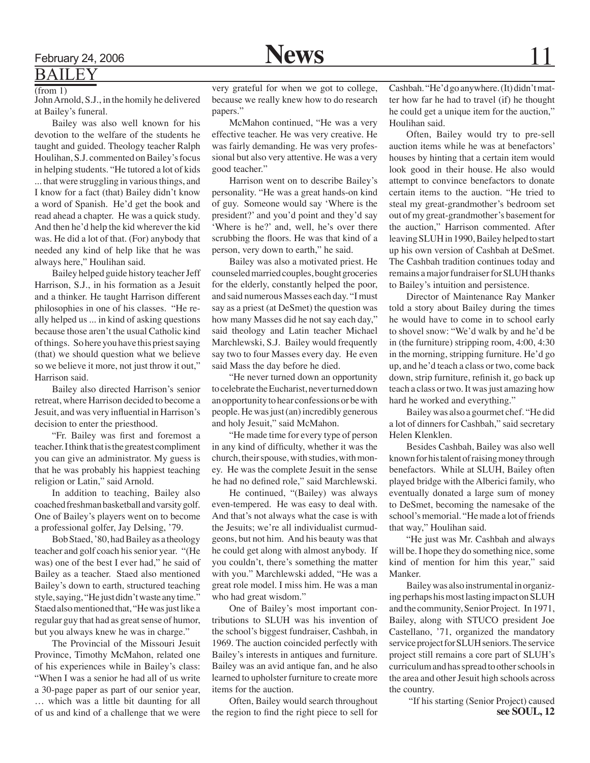## BAILEY

(from 1)

John Arnold, S.J., in the homily he delivered at Bailey's funeral.

Bailey was also well known for his devotion to the welfare of the students he taught and guided. Theology teacher Ralph Houlihan, S.J. commented on Bailey's focus in helping students. "He tutored a lot of kids ... that were struggling in various things, and I know for a fact (that) Bailey didn't know a word of Spanish. He'd get the book and read ahead a chapter. He was a quick study. And then he'd help the kid wherever the kid was. He did a lot of that. (For) anybody that needed any kind of help like that he was always here," Houlihan said.

Bailey helped guide history teacher Jeff Harrison, S.J., in his formation as a Jesuit and a thinker. He taught Harrison different philosophies in one of his classes. "He really helped us ... in kind of asking questions because those aren't the usual Catholic kind of things. So here you have this priest saying (that) we should question what we believe so we believe it more, not just throw it out," Harrison said.

Bailey also directed Harrison's senior retreat, where Harrison decided to become a Jesuit, and was very influential in Harrison's decision to enter the priesthood.

"Fr. Bailey was first and foremost a teacher. I think that is the greatest compliment you can give an administrator. My guess is that he was probably his happiest teaching religion or Latin," said Arnold.

In addition to teaching, Bailey also coached freshman basketball and varsity golf. One of Bailey's players went on to become a professional golfer, Jay Delsing, '79.

Bob Staed, '80, had Bailey as a theology teacher and golf coach his senior year. "(He was) one of the best I ever had," he said of Bailey as a teacher. Staed also mentioned Bailey's down to earth, structured teaching style, saying, "He just didn't waste any time." Staed also mentioned that, "He was just like a regular guy that had as great sense of humor, but you always knew he was in charge."

The Provincial of the Missouri Jesuit Province, Timothy McMahon, related one of his experiences while in Bailey's class: "When I was a senior he had all of us write a 30-page paper as part of our senior year, … which was a little bit daunting for all of us and kind of a challenge that we were very grateful for when we got to college, because we really knew how to do research papers."

McMahon continued, "He was a very effective teacher. He was very creative. He was fairly demanding. He was very professional but also very attentive. He was a very good teacher."

Harrison went on to describe Bailey's personality. "He was a great hands-on kind of guy. Someone would say 'Where is the president?' and you'd point and they'd say 'Where is he?' and, well, he's over there scrubbing the floors. He was that kind of a person, very down to earth," he said.

Bailey was also a motivated priest. He counseled married couples, bought groceries for the elderly, constantly helped the poor, and said numerous Masses each day. "I must say as a priest (at DeSmet) the question was how many Masses did he not say each day," said theology and Latin teacher Michael Marchlewski, S.J. Bailey would frequently say two to four Masses every day. He even said Mass the day before he died.

"He never turned down an opportunity to celebrate the Eucharist, never turned down an opportunity to hear confessions or be with people. He was just (an) incredibly generous and holy Jesuit," said McMahon.

"He made time for every type of person in any kind of difficulty, whether it was the church, their spouse, with studies, with money. He was the complete Jesuit in the sense he had no defined role," said Marchlewski.

He continued, "(Bailey) was always even-tempered. He was easy to deal with. And that's not always what the case is with the Jesuits; we're all individualist curmudgeons, but not him. And his beauty was that he could get along with almost anybody. If you couldn't, there's something the matter with you." Marchlewski added, "He was a great role model. I miss him. He was a man who had great wisdom."

One of Bailey's most important contributions to SLUH was his invention of the school's biggest fundraiser, Cashbah, in 1969. The auction coincided perfectly with Bailey's interests in antiques and furniture. Bailey was an avid antique fan, and he also learned to upholster furniture to create more items for the auction.

Often, Bailey would search throughout the region to find the right piece to sell for Cashbah. "He'd go anywhere. (It) didn't matter how far he had to travel (if) he thought he could get a unique item for the auction," Houlihan said.

Often, Bailey would try to pre-sell auction items while he was at benefactors' houses by hinting that a certain item would look good in their house. He also would attempt to convince benefactors to donate certain items to the auction. "He tried to steal my great-grandmother's bedroom set out of my great-grandmother's basement for the auction," Harrison commented. After leaving SLUH in 1990, Bailey helped to start up his own version of Cashbah at DeSmet. The Cashbah tradition continues today and remains a major fundraiser for SLUH thanks to Bailey's intuition and persistence.

Director of Maintenance Ray Manker told a story about Bailey during the times he would have to come in to school early to shovel snow: "We'd walk by and he'd be in (the furniture) stripping room, 4:00, 4:30 in the morning, stripping furniture. He'd go up, and he'd teach a class or two, come back down, strip furniture, refinish it, go back up teach a class or two. It was just amazing how hard he worked and everything."

Bailey was also a gourmet chef. "He did a lot of dinners for Cashbah," said secretary Helen Klenklen.

Besides Cashbah, Bailey was also well known for his talent of raising money through benefactors. While at SLUH, Bailey often played bridge with the Alberici family, who eventually donated a large sum of money to DeSmet, becoming the namesake of the school's memorial. "He made a lot of friends that way," Houlihan said.

"He just was Mr. Cashbah and always will be. I hope they do something nice, some kind of mention for him this year," said Manker.

Bailey was also instrumental in organizing perhaps his most lasting impact on SLUH and the community, Senior Project. In 1971, Bailey, along with STUCO president Joe Castellano, '71, organized the mandatory service project for SLUH seniors. The service project still remains a core part of SLUH's curriculum and has spread to other schools in the area and other Jesuit high schools across the country.

"If his starting (Senior Project) caused

**see SOUL, 12**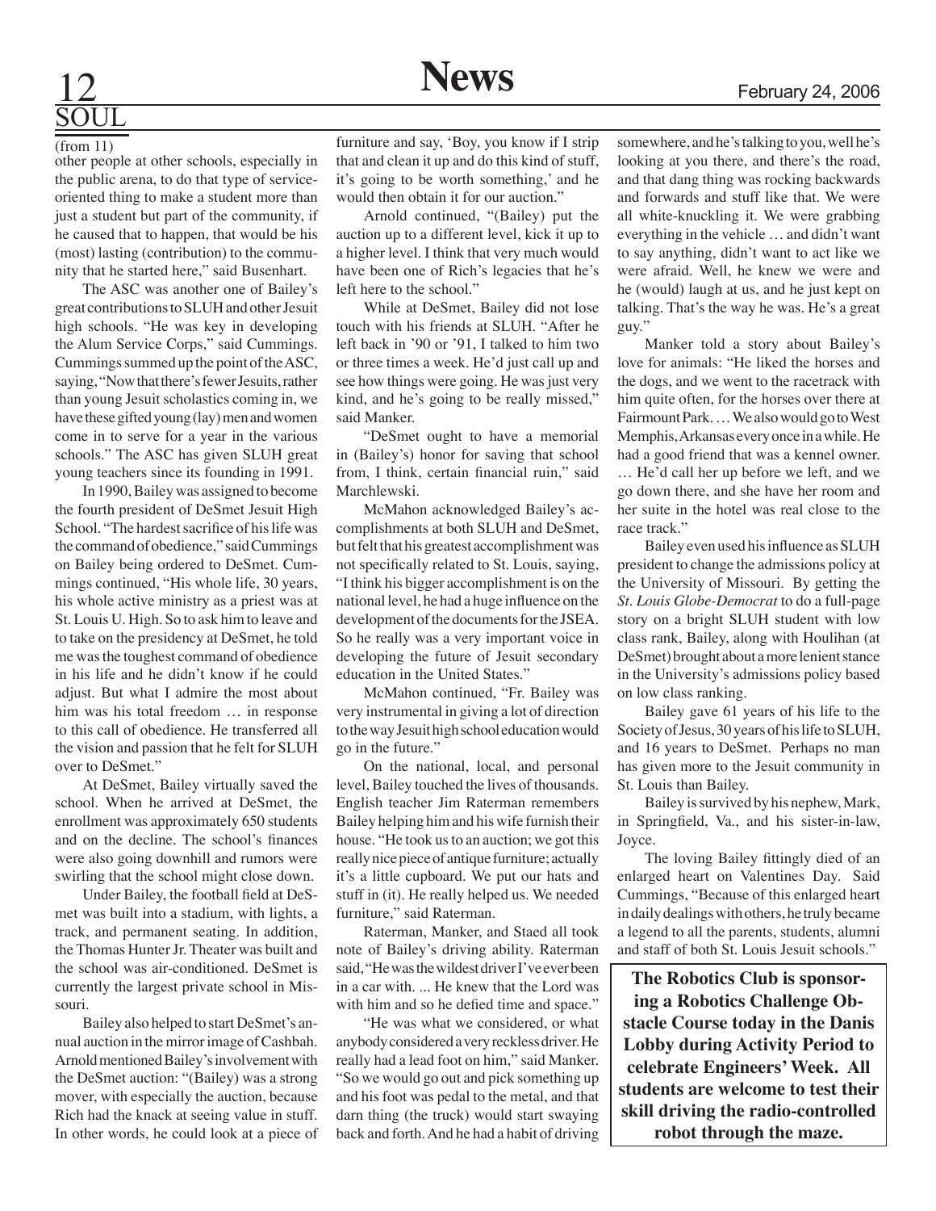## SOUL

(from 11)

other people at other schools, especially in the public arena, to do that type of service-oriented thing to make a student more than just a student but part of the community, if he caused that to happen, that would be his (most) lasting (contribution) to the community that he started here," said Busenhart.

The ASC was another one of Bailey's great contributions to SLUH and other Jesuit high schools. "He was key in developing the Alum Service Corps," said Cummings. Cummings summed up the point of the ASC, saying, "Now that there's fewer Jesuits, rather than young Jesuit scholastics coming in, we have these gifted young (lay) men and women come in to serve for a year in the various schools." The ASC has given SLUH great young teachers since its founding in 1991.

In 1990, Bailey was assigned to become the fourth president of DeSmet Jesuit High School. "The hardest sacrifice of his life was the command of obedience," said Cummings on Bailey being ordered to DeSmet. Cummings continued, "His whole life, 30 years, his whole active ministry as a priest was at St. Louis U. High. So to ask him to leave and to take on the presidency at DeSmet, he told me was the toughest command of obedience in his life and he didn't know if he could adjust. But what I admire the most about him was his total freedom … in response to this call of obedience. He transferred all the vision and passion that he felt for SLUH over to DeSmet."

At DeSmet, Bailey virtually saved the school. When he arrived at DeSmet, the enrollment was approximately 650 students and on the decline. The school's finances were also going downhill and rumors were swirling that the school might close down.

Under Bailey, the football field at DeSmet was built into a stadium, with lights, a track, and permanent seating. In addition, the Thomas Hunter Jr. Theater was built and the school was air-conditioned. DeSmet is currently the largest private school in Missouri.

Bailey also helped to start DeSmet's annual auction in the mirror image of Cashbah. Arnold mentioned Bailey's involvement with the DeSmet auction: "(Bailey) was a strong mover, with especially the auction, because Rich had the knack at seeing value in stuff. In other words, he could look at a piece of furniture and say, 'Boy, you know if I strip that and clean it up and do this kind of stuff, it's going to be worth something,' and he would then obtain it for our auction."

Arnold continued, "(Bailey) put the auction up to a different level, kick it up to a higher level. I think that very much would have been one of Rich's legacies that he's left here to the school."

While at DeSmet, Bailey did not lose touch with his friends at SLUH. "After he left back in '90 or '91, I talked to him two or three times a week. He'd just call up and see how things were going. He was just very kind, and he's going to be really missed," said Manker.

"DeSmet ought to have a memorial in (Bailey's) honor for saving that school from, I think, certain financial ruin," said Marchlewski.

McMahon acknowledged Bailey's accomplishments at both SLUH and DeSmet, but felt that his greatest accomplishment was not specifically related to St. Louis, saying, "I think his bigger accomplishment is on the national level, he had a huge influence on the development of the documents for the JSEA. So he really was a very important voice in developing the future of Jesuit secondary education in the United States."

McMahon continued, "Fr. Bailey was very instrumental in giving a lot of direction to the way Jesuit high school education would go in the future."

On the national, local, and personal level, Bailey touched the lives of thousands. English teacher Jim Raterman remembers Bailey helping him and his wife furnish their house. "He took us to an auction; we got this really nice piece of antique furniture; actually it's a little cupboard. We put our hats and stuff in (it). He really helped us. We needed furniture," said Raterman.

Raterman, Manker, and Staed all took note of Bailey's driving ability. Raterman said, "He was the wildest driver I've ever been in a car with. ... He knew that the Lord was with him and so he defied time and space."

"He was what we considered, or what anybody considered a very reckless driver. He really had a lead foot on him," said Manker. "So we would go out and pick something up and his foot was pedal to the metal, and that darn thing (the truck) would start swaying back and forth. And he had a habit of driving somewhere, and he's talking to you, well he's looking at you there, and there's the road, and that dang thing was rocking backwards and forwards and stuff like that. We were all white-knuckling it. We were grabbing everything in the vehicle … and didn't want to say anything, didn't want to act like we were afraid. Well, he knew we were and he (would) laugh at us, and he just kept on talking. That's the way he was. He's a great guy."

Manker told a story about Bailey's love for animals: "He liked the horses and the dogs, and we went to the racetrack with him quite often, for the horses over there at Fairmount Park. … We also would go to West Memphis, Arkansas every once in a while. He had a good friend that was a kennel owner. … He'd call her up before we left, and we go down there, and she have her room and her suite in the hotel was real close to the race track."

Bailey even used his influence as SLUH president to change the admissions policy at the University of Missouri. By getting the *St. Louis Globe-Democrat* to do a full-page story on a bright SLUH student with low class rank, Bailey, along with Houlihan (at DeSmet) brought about a more lenient stance in the University's admissions policy based on low class ranking.

Bailey gave 61 years of his life to the Society of Jesus, 30 years of his life to SLUH, and 16 years to DeSmet. Perhaps no man has given more to the Jesuit community in St. Louis than Bailey.

Bailey is survived by his nephew, Mark, in Springfield, Va., and his sister-in-law, Joyce.

The loving Bailey fittingly died of an enlarged heart on Valentines Day. Said Cummings, "Because of this enlarged heart in daily dealings with others, he truly became a legend to all the parents, students, alumni and staff of both St. Louis Jesuit schools."

**The Robotics Club is sponsoring a Robotics Challenge Obstacle Course today in the Danis Lobby during Activity Period to celebrate Engineers' Week. All students are welcome to test their skill driving the radio-controlled robot through the maze.**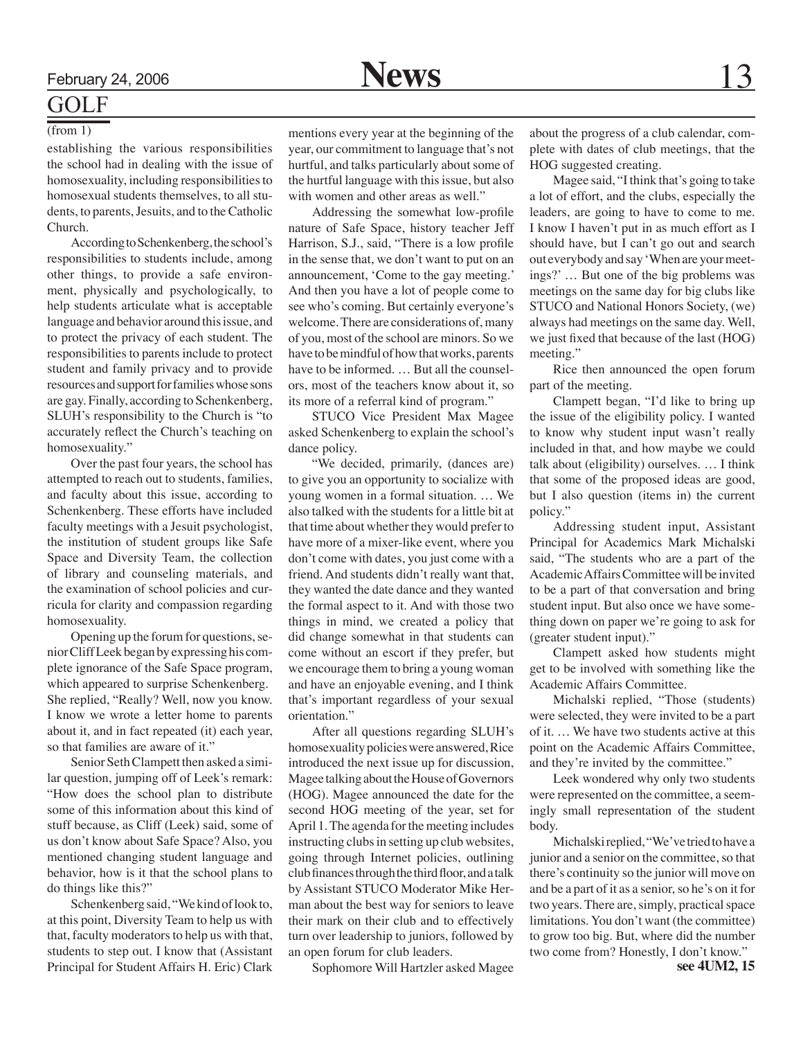## GOLF

(from 1)

establishing the various responsibilities the school had in dealing with the issue of homosexuality, including responsibilities to homosexual students themselves, to all students, to parents, Jesuits, and to the Catholic Church.

According to Schenkenberg, the school's responsibilities to students include, among other things, to provide a safe environment, physically and psychologically, to help students articulate what is acceptable language and behavior around this issue, and to protect the privacy of each student. The responsibilities to parents include to protect student and family privacy and to provide resources and support for families whose sons are gay. Finally, according to Schenkenberg, SLUH's responsibility to the Church is "to accurately reflect the Church's teaching on homosexuality."

Over the past four years, the school has attempted to reach out to students, families, and faculty about this issue, according to Schenkenberg. These efforts have included faculty meetings with a Jesuit psychologist, the institution of student groups like Safe Space and Diversity Team, the collection of library and counseling materials, and the examination of school policies and curricula for clarity and compassion regarding homosexuality.

Opening up the forum for questions, senior Cliff Leek began by expressing his complete ignorance of the Safe Space program, which appeared to surprise Schenkenberg. She replied, "Really? Well, now you know. I know we wrote a letter home to parents about it, and in fact repeated (it) each year, so that families are aware of it."

Senior Seth Clampett then asked a similar question, jumping off of Leek's remark: "How does the school plan to distribute some of this information about this kind of stuff because, as Cliff (Leek) said, some of us don't know about Safe Space? Also, you mentioned changing student language and behavior, how is it that the school plans to do things like this?"

Schenkenberg said, "We kind of look to, at this point, Diversity Team to help us with that, faculty moderators to help us with that, students to step out. I know that (Assistant Principal for Student Affairs H. Eric) Clark mentions every year at the beginning of the year, our commitment to language that's not hurtful, and talks particularly about some of the hurtful language with this issue, but also with women and other areas as well."

Addressing the somewhat low-profile nature of Safe Space, history teacher Jeff Harrison, S.J., said, "There is a low profile in the sense that, we don't want to put on an announcement, 'Come to the gay meeting.' And then you have a lot of people come to see who's coming. But certainly everyone's welcome. There are considerations of, many of you, most of the school are minors. So we have to be mindful of how that works, parents have to be informed. … But all the counselors, most of the teachers know about it, so its more of a referral kind of program."

STUCO Vice President Max Magee asked Schenkenberg to explain the school's dance policy.

"We decided, primarily, (dances are) to give you an opportunity to socialize with young women in a formal situation. … We also talked with the students for a little bit at that time about whether they would prefer to have more of a mixer-like event, where you don't come with dates, you just come with a friend. And students didn't really want that, they wanted the date dance and they wanted the formal aspect to it. And with those two things in mind, we created a policy that did change somewhat in that students can come without an escort if they prefer, but we encourage them to bring a young woman and have an enjoyable evening, and I think that's important regardless of your sexual orientation."

After all questions regarding SLUH's homosexuality policies were answered, Rice introduced the next issue up for discussion, Magee talking about the House of Governors (HOG). Magee announced the date for the second HOG meeting of the year, set for April 1. The agenda for the meeting includes instructing clubs in setting up club websites, going through Internet policies, outlining club finances through the third floor, and a talk by Assistant STUCO Moderator Mike Herman about the best way for seniors to leave their mark on their club and to effectively turn over leadership to juniors, followed by an open forum for club leaders.

Sophomore Will Hartzler asked Magee about the progress of a club calendar, complete with dates of club meetings, that the HOG suggested creating.

Magee said, "I think that's going to take a lot of effort, and the clubs, especially the leaders, are going to have to come to me. I know I haven't put in as much effort as I should have, but I can't go out and search out everybody and say 'When are your meetings?' … But one of the big problems was meetings on the same day for big clubs like STUCO and National Honors Society, (we) always had meetings on the same day. Well, we just fixed that because of the last (HOG) meeting."

Rice then announced the open forum part of the meeting.

Clampett began, "I'd like to bring up the issue of the eligibility policy. I wanted to know why student input wasn't really included in that, and how maybe we could talk about (eligibility) ourselves. … I think that some of the proposed ideas are good, but I also question (items in) the current policy."

Addressing student input, Assistant Principal for Academics Mark Michalski said, "The students who are a part of the Academic Affairs Committee will be invited to be a part of that conversation and bring student input. But also once we have something down on paper we're going to ask for (greater student input)."

Clampett asked how students might get to be involved with something like the Academic Affairs Committee.

Michalski replied, "Those (students) were selected, they were invited to be a part of it. … We have two students active at this point on the Academic Affairs Committee, and they're invited by the committee."

Leek wondered why only two students were represented on the committee, a seemingly small representation of the student body.

Michalski replied, "We've tried to have a junior and a senior on the committee, so that there's continuity so the junior will move on and be a part of it as a senior, so he's on it for two years. There are, simply, practical space limitations. You don't want (the committee) to grow too big. But, where did the number two come from? Honestly, I don't know."

**see 4UM2, 15**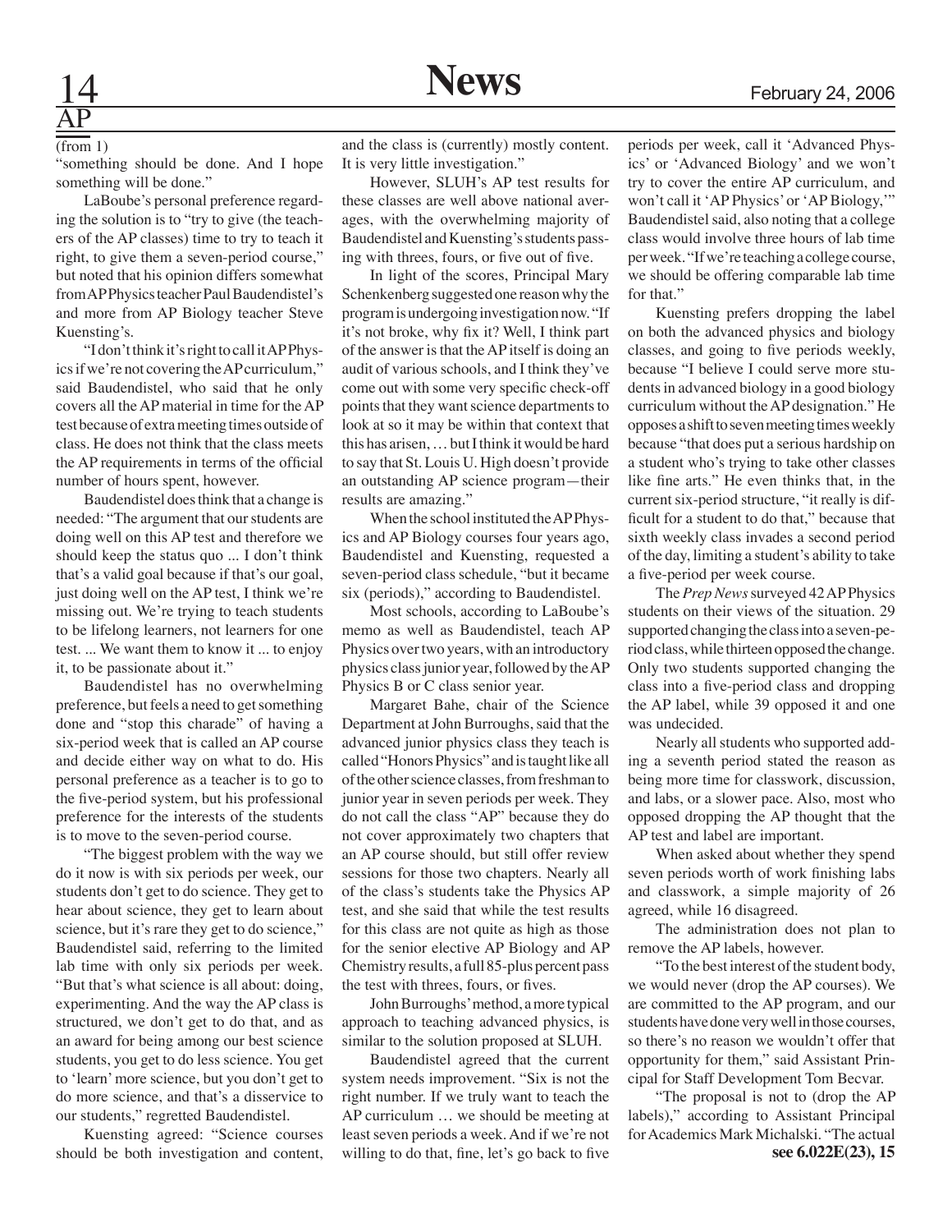## AP

(from 1)

"something should be done. And I hope something will be done."

LaBoube's personal preference regarding the solution is to "try to give (the teachers of the AP classes) time to try to teach it right, to give them a seven-period course," but noted that his opinion differs somewhat from AP Physics teacher Paul Baudendistel's and more from AP Biology teacher Steve Kuensting's.

"I don't think it's right to call it AP Physics if we're not covering the AP curriculum," said Baudendistel, who said that he only covers all the AP material in time for the AP test because of extra meeting times outside of class. He does not think that the class meets the AP requirements in terms of the official number of hours spent, however.

Baudendistel does think that a change is needed: "The argument that our students are doing well on this AP test and therefore we should keep the status quo ... I don't think that's a valid goal because if that's our goal, just doing well on the AP test, I think we're missing out. We're trying to teach students to be lifelong learners, not learners for one test. ... We want them to know it ... to enjoy it, to be passionate about it."

Baudendistel has no overwhelming preference, but feels a need to get something done and "stop this charade" of having a six-period week that is called an AP course and decide either way on what to do. His personal preference as a teacher is to go to the five-period system, but his professional preference for the interests of the students is to move to the seven-period course.

"The biggest problem with the way we do it now is with six periods per week, our students don't get to do science. They get to hear about science, they get to learn about science, but it's rare they get to do science," Baudendistel said, referring to the limited lab time with only six periods per week. "But that's what science is all about: doing, experimenting. And the way the AP class is structured, we don't get to do that, and as an award for being among our best science students, you get to do less science. You get to 'learn' more science, but you don't get to do more science, and that's a disservice to our students," regretted Baudendistel.

Kuensting agreed: "Science courses should be both investigation and content, and the class is (currently) mostly content. It is very little investigation."

However, SLUH's AP test results for these classes are well above national averages, with the overwhelming majority of Baudendistel and Kuensting's students passing with threes, fours, or five out of five.

In light of the scores, Principal Mary Schenkenberg suggested one reason why the program is undergoing investigation now. "If it's not broke, why fix it? Well, I think part of the answer is that the AP itself is doing an audit of various schools, and I think they've come out with some very specific check-off points that they want science departments to look at so it may be within that context that this has arisen, … but I think it would be hard to say that St. Louis U. High doesn't provide an outstanding AP science program—their results are amazing."

When the school instituted the AP Physics and AP Biology courses four years ago, Baudendistel and Kuensting, requested a seven-period class schedule, "but it became six (periods)," according to Baudendistel.

Most schools, according to LaBoube's memo as well as Baudendistel, teach AP Physics over two years, with an introductory physics class junior year, followed by the AP Physics B or C class senior year.

Margaret Bahe, chair of the Science Department at John Burroughs, said that the advanced junior physics class they teach is called "Honors Physics" and is taught like all of the other science classes, from freshman to junior year in seven periods per week. They do not call the class "AP" because they do not cover approximately two chapters that an AP course should, but still offer review sessions for those two chapters. Nearly all of the class's students take the Physics AP test, and she said that while the test results for this class are not quite as high as those for the senior elective AP Biology and AP Chemistry results, a full 85-plus percent pass the test with threes, fours, or fives.

John Burroughs' method, a more typical approach to teaching advanced physics, is similar to the solution proposed at SLUH.

Baudendistel agreed that the current system needs improvement. "Six is not the right number. If we truly want to teach the AP curriculum … we should be meeting at least seven periods a week. And if we're not willing to do that, fine, let's go back to five periods per week, call it 'Advanced Physics' or 'Advanced Biology' and we won't try to cover the entire AP curriculum, and won't call it 'AP Physics' or 'AP Biology,'" Baudendistel said, also noting that a college class would involve three hours of lab time per week. "If we're teaching a college course, we should be offering comparable lab time for that."

Kuensting prefers dropping the label on both the advanced physics and biology classes, and going to five periods weekly, because "I believe I could serve more students in advanced biology in a good biology curriculum without the AP designation." He opposes a shift to seven meeting times weekly because "that does put a serious hardship on a student who's trying to take other classes like fine arts." He even thinks that, in the current six-period structure, "it really is difficult for a student to do that," because that sixth weekly class invades a second period of the day, limiting a student's ability to take a five-period per week course.

The *Prep News* surveyed 42 AP Physics students on their views of the situation. 29 supported changing the class into a seven-period class, while thirteen opposed the change. Only two students supported changing the class into a five-period class and dropping the AP label, while 39 opposed it and one was undecided.

Nearly all students who supported adding a seventh period stated the reason as being more time for classwork, discussion, and labs, or a slower pace. Also, most who opposed dropping the AP thought that the AP test and label are important.

When asked about whether they spend seven periods worth of work finishing labs and classwork, a simple majority of 26 agreed, while 16 disagreed.

The administration does not plan to remove the AP labels, however.

"To the best interest of the student body, we would never (drop the AP courses). We are committed to the AP program, and our students have done very well in those courses, so there's no reason we wouldn't offer that opportunity for them," said Assistant Principal for Staff Development Tom Becvar.

"The proposal is not to (drop the AP labels)," according to Assistant Principal for Academics Mark Michalski. "The actual

**see 6.022E(23), 15**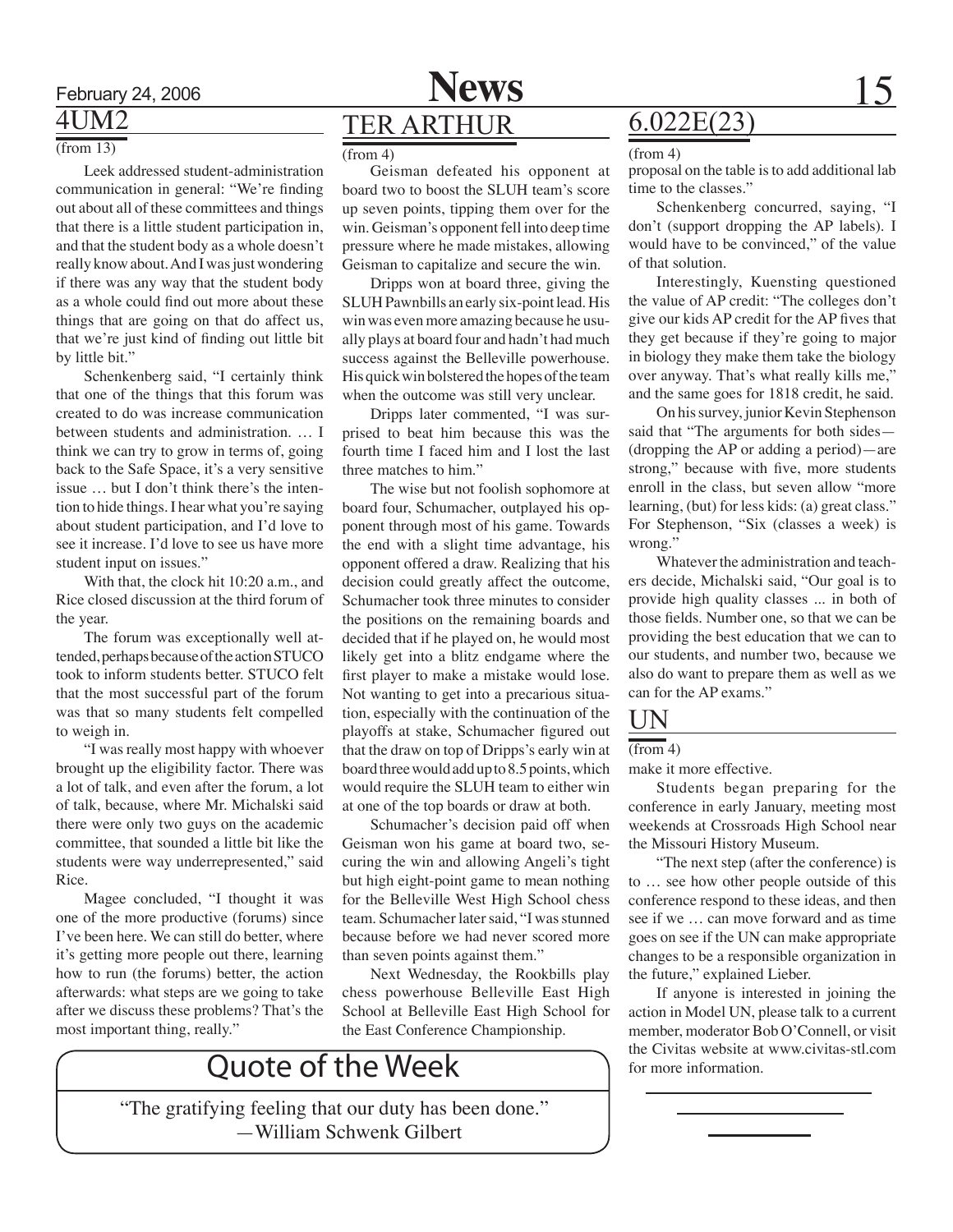## 4UM2

(from 13)

Leek addressed student-administration communication in general: "We're finding out about all of these committees and things that there is a little student participation in, and that the student body as a whole doesn't really know about. And I was just wondering if there was any way that the student body as a whole could find out more about these things that are going on that do affect us, that we're just kind of finding out little bit by little bit."

Schenkenberg said, "I certainly think that one of the things that this forum was created to do was increase communication between students and administration. … I think we can try to grow in terms of, going back to the Safe Space, it's a very sensitive issue … but I don't think there's the intention to hide things. I hear what you're saying about student participation, and I'd love to see it increase. I'd love to see us have more student input on issues."

With that, the clock hit 10:20 a.m., and Rice closed discussion at the third forum of the year.

The forum was exceptionally well attended, perhaps because of the action STUCO took to inform students better. STUCO felt that the most successful part of the forum was that so many students felt compelled to weigh in.

"I was really most happy with whoever brought up the eligibility factor. There was a lot of talk, and even after the forum, a lot of talk, because, where Mr. Michalski said there were only two guys on the academic committee, that sounded a little bit like the students were way underrepresented," said Rice.

Magee concluded, "I thought it was one of the more productive (forums) since I've been here. We can still do better, where it's getting more people out there, learning how to run (the forums) better, the action afterwards: what steps are we going to take after we discuss these problems? That's the most important thing, really."

## TER ARTHUR

(from 4)

Geisman defeated his opponent at board two to boost the SLUH team's score up seven points, tipping them over for the win. Geisman's opponent fell into deep time pressure where he made mistakes, allowing Geisman to capitalize and secure the win.

Dripps won at board three, giving the SLUH Pawnbills an early six-point lead. His win was even more amazing because he usually plays at board four and hadn't had much success against the Belleville powerhouse. His quick win bolstered the hopes of the team when the outcome was still very unclear.

Dripps later commented, "I was surprised to beat him because this was the fourth time I faced him and I lost the last three matches to him."

The wise but not foolish sophomore at board four, Schumacher, outplayed his opponent through most of his game. Towards the end with a slight time advantage, his opponent offered a draw. Realizing that his decision could greatly affect the outcome, Schumacher took three minutes to consider the positions on the remaining boards and decided that if he played on, he would most likely get into a blitz endgame where the first player to make a mistake would lose. Not wanting to get into a precarious situation, especially with the continuation of the playoffs at stake, Schumacher figured out that the draw on top of Dripps's early win at board three would add up to 8.5 points, which would require the SLUH team to either win at one of the top boards or draw at both.

Schumacher's decision paid off when Geisman won his game at board two, securing the win and allowing Angeli's tight but high eight-point game to mean nothing for the Belleville West High School chess team. Schumacher later said, "I was stunned because before we had never scored more than seven points against them."

Next Wednesday, the Rookbills play chess powerhouse Belleville East High School at Belleville East High School for the East Conference Championship.

## 6.022E(23)

(from 4)

proposal on the table is to add additional lab time to the classes."

Schenkenberg concurred, saying, "I don't (support dropping the AP labels). I would have to be convinced," of the value of that solution.

Interestingly, Kuensting questioned the value of AP credit: "The colleges don't give our kids AP credit for the AP fives that they get because if they're going to major in biology they make them take the biology over anyway. That's what really kills me," and the same goes for 1818 credit, he said.

On his survey, junior Kevin Stephenson said that "The arguments for both sides—(dropping the AP or adding a period)—are strong," because with five, more students enroll in the class, but seven allow "more learning, (but) for less kids: (a) great class." For Stephenson, "Six (classes a week) is wrong."

Whatever the administration and teachers decide, Michalski said, "Our goal is to provide high quality classes ... in both of those fields. Number one, so that we can be providing the best education that we can to our students, and number two, because we also do want to prepare them as well as we can for the AP exams."

## UN

(from 4)

make it more effective.

Students began preparing for the conference in early January, meeting most weekends at Crossroads High School near the Missouri History Museum.

"The next step (after the conference) is to … see how other people outside of this conference respond to these ideas, and then see if we … can move forward and as time goes on see if the UN can make appropriate changes to be a responsible organization in the future," explained Lieber.

If anyone is interested in joining the action in Model UN, please talk to a current member, moderator Bob O'Connell, or visit the Civitas website at www.civitas-stl.com for more information.

## Quote of the Week

"The gratifying feeling that our duty has been done."
—William Schwenk Gilbert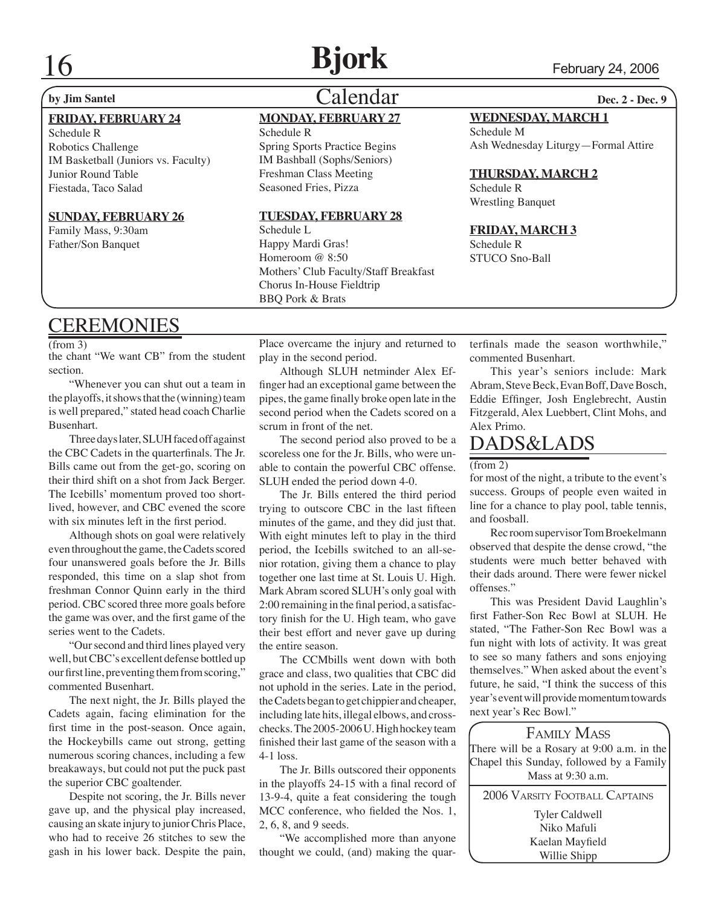# Bjork

## Calendar

by Jim Santel

Dec. 2 - Dec. 9

**FRIDAY, FEBRUARY 24**
Schedule R
Robotics Challenge
IM Basketball (Juniors vs. Faculty)
Junior Round Table
Fiestada, Taco Salad

**SUNDAY, FEBRUARY 26**
Family Mass, 9:30am
Father/Son Banquet

**MONDAY, FEBRUARY 27**
Schedule R
Spring Sports Practice Begins
IM Bashball (Sophs/Seniors)
Freshman Class Meeting
Seasoned Fries, Pizza

**TUESDAY, FEBRUARY 28**
Schedule L
Happy Mardi Gras!
Homeroom @ 8:50
Mothers' Club Faculty/Staff Breakfast
Chorus In-House Fieldtrip
BBQ Pork & Brats

**WEDNESDAY, MARCH 1**
Schedule M
Ash Wednesday Liturgy—Formal Attire

**THURSDAY, MARCH 2**
Schedule R
Wrestling Banquet

**FRIDAY, MARCH 3**
Schedule R
STUCO Sno-Ball

## CEREMONIES

(from 3)

the chant "We want CB" from the student section.

"Whenever you can shut out a team in the playoffs, it shows that the (winning) team is well prepared," stated head coach Charlie Busenhart.

Three days later, SLUH faced off against the CBC Cadets in the quarterfinals. The Jr. Bills came out from the get-go, scoring on their third shift on a shot from Jack Berger. The Icebills' momentum proved too short-lived, however, and CBC evened the score with six minutes left in the first period.

Although shots on goal were relatively even throughout the game, the Cadets scored four unanswered goals before the Jr. Bills responded, this time on a slap shot from freshman Connor Quinn early in the third period. CBC scored three more goals before the game was over, and the first game of the series went to the Cadets.

"Our second and third lines played very well, but CBC's excellent defense bottled up our first line, preventing them from scoring," commented Busenhart.

The next night, the Jr. Bills played the Cadets again, facing elimination for the first time in the post-season. Once again, the Hockeybills came out strong, getting numerous scoring chances, including a few breakaways, but could not put the puck past the superior CBC goaltender.

Despite not scoring, the Jr. Bills never gave up, and the physical play increased, causing an skate injury to junior Chris Place, who had to receive 26 stitches to sew the gash in his lower back. Despite the pain, Place overcame the injury and returned to play in the second period.

Although SLUH netminder Alex Effinger had an exceptional game between the pipes, the game finally broke open late in the second period when the Cadets scored on a scrum in front of the net.

The second period also proved to be a scoreless one for the Jr. Bills, who were unable to contain the powerful CBC offense. SLUH ended the period down 4-0.

The Jr. Bills entered the third period trying to outscore CBC in the last fifteen minutes of the game, and they did just that. With eight minutes left to play in the third period, the Icebills switched to an all-senior rotation, giving them a chance to play together one last time at St. Louis U. High. Mark Abram scored SLUH's only goal with 2:00 remaining in the final period, a satisfactory finish for the U. High team, who gave their best effort and never gave up during the entire season.

The CCMbills went down with both grace and class, two qualities that CBC did not uphold in the series. Late in the period, the Cadets began to get chippier and cheaper, including late hits, illegal elbows, and cross-checks. The 2005-2006 U. High hockey team finished their last game of the season with a 4-1 loss.

The Jr. Bills outscored their opponents in the playoffs 24-15 with a final record of 13-9-4, quite a feat considering the tough MCC conference, who fielded the Nos. 1, 2, 6, 8, and 9 seeds.

"We accomplished more than anyone thought we could, (and) making the quarterfinals made the season worthwhile," commented Busenhart.

This year's seniors include: Mark Abram, Steve Beck, Evan Boff, Dave Bosch, Eddie Effinger, Josh Englebrecht, Austin Fitzgerald, Alex Luebbert, Clint Mohs, and Alex Primo.

## DADS&LADS

(from 2)

for most of the night, a tribute to the event's success. Groups of people even waited in line for a chance to play pool, table tennis, and foosball.

Rec room supervisor Tom Broekelmann observed that despite the dense crowd, "the students were much better behaved with their dads around. There were fewer nickel offenses."

This was President David Laughlin's first Father-Son Rec Bowl at SLUH. He stated, "The Father-Son Rec Bowl was a fun night with lots of activity. It was great to see so many fathers and sons enjoying themselves." When asked about the event's future, he said, "I think the success of this year's event will provide momentum towards next year's Rec Bowl."

### Family Mass

There will be a Rosary at 9:00 a.m. in the Chapel this Sunday, followed by a Family Mass at 9:30 a.m.

### 2006 Varsity Football Captains

Tyler Caldwell
Niko Mafuli
Kaelan Mayfield
Willie Shipp